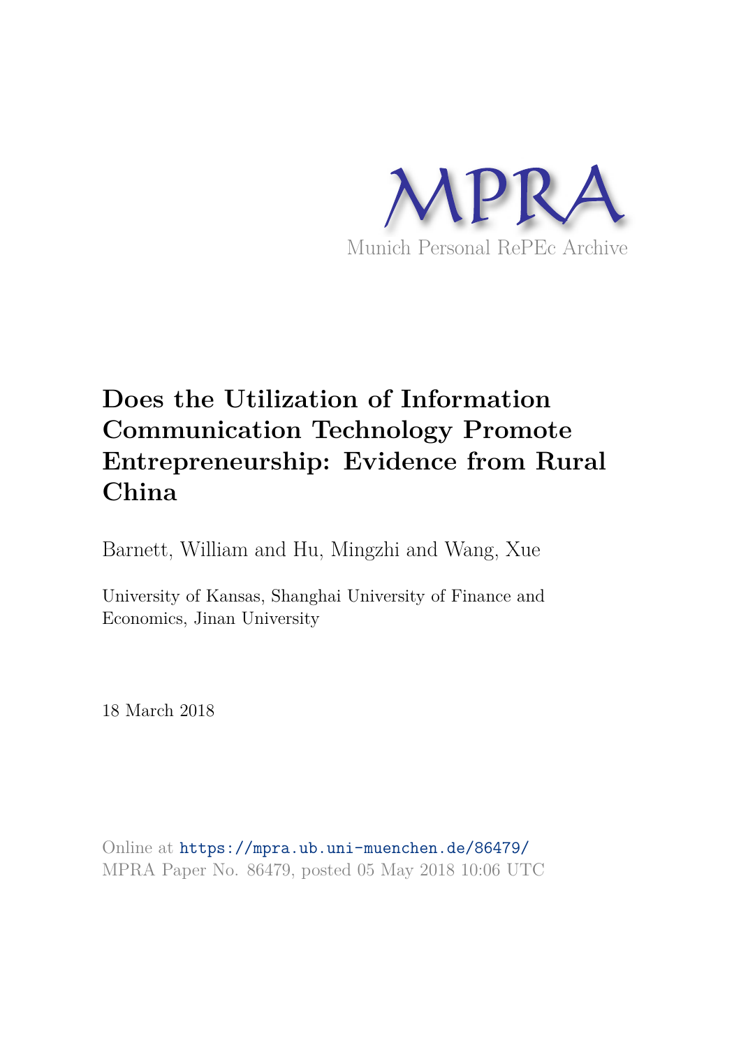MPRA

Munich Personal RePEc Archive

# Does the Utilization of Information Communication Technology Promote Entrepreneurship: Evidence from Rural China

Barnett, William and Hu, Mingzhi and Wang, Xue

University of Kansas, Shanghai University of Finance and Economics, Jinan University

18 March 2018

Online at https://mpra.ub.uni-muenchen.de/86479/
MPRA Paper No. 86479, posted 05 May 2018 10:06 UTC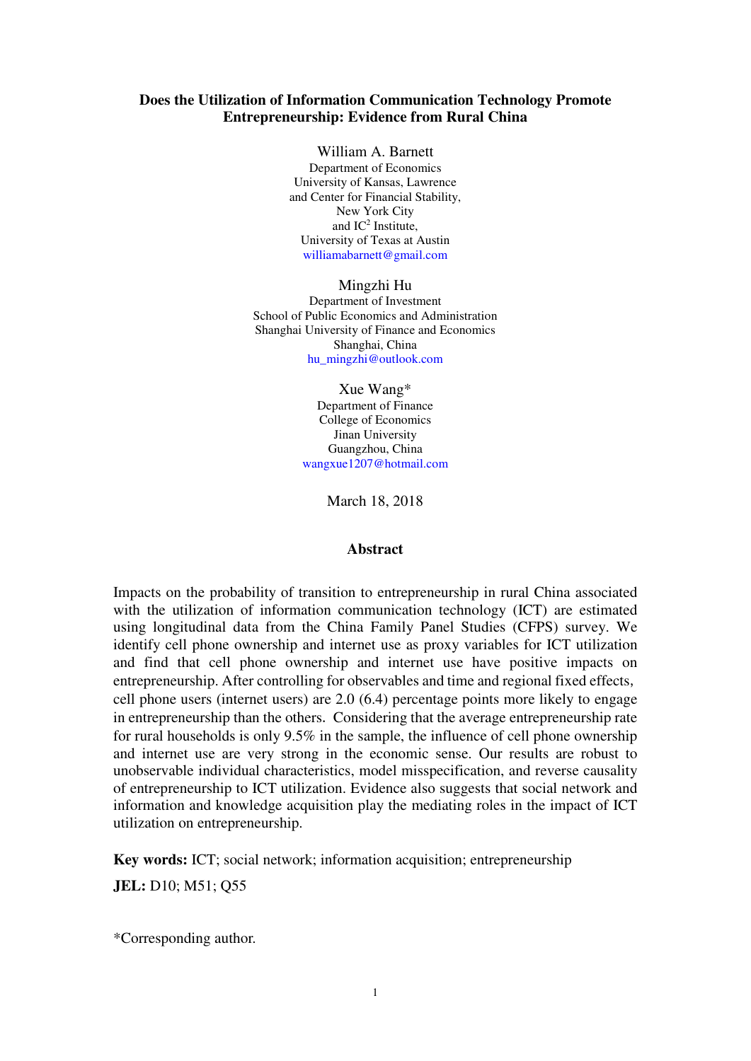**Does the Utilization of Information Communication Technology Promote Entrepreneurship: Evidence from Rural China**

William A. Barnett
Department of Economics
University of Kansas, Lawrence
and Center for Financial Stability,
New York City
and IC[2] Institute,
University of Texas at Austin
williamabarnett@gmail.com

Mingzhi Hu
Department of Investment
School of Public Economics and Administration
Shanghai University of Finance and Economics
Shanghai, China
hu_mingzhi@outlook.com

Xue Wang*
Department of Finance
College of Economics
Jinan University
Guangzhou, China
wangxue1207@hotmail.com

March 18, 2018

## Abstract

Impacts on the probability of transition to entrepreneurship in rural China associated with the utilization of information communication technology (ICT) are estimated using longitudinal data from the China Family Panel Studies (CFPS) survey. We identify cell phone ownership and internet use as proxy variables for ICT utilization and find that cell phone ownership and internet use have positive impacts on entrepreneurship. After controlling for observables and time and regional fixed effects, cell phone users (internet users) are 2.0 (6.4) percentage points more likely to engage in entrepreneurship than the others. Considering that the average entrepreneurship rate for rural households is only 9.5% in the sample, the influence of cell phone ownership and internet use are very strong in the economic sense. Our results are robust to unobservable individual characteristics, model misspecification, and reverse causality of entrepreneurship to ICT utilization. Evidence also suggests that social network and information and knowledge acquisition play the mediating roles in the impact of ICT utilization on entrepreneurship.

**Key words:** ICT; social network; information acquisition; entrepreneurship

**JEL:** D10; M51; Q55

*Corresponding author.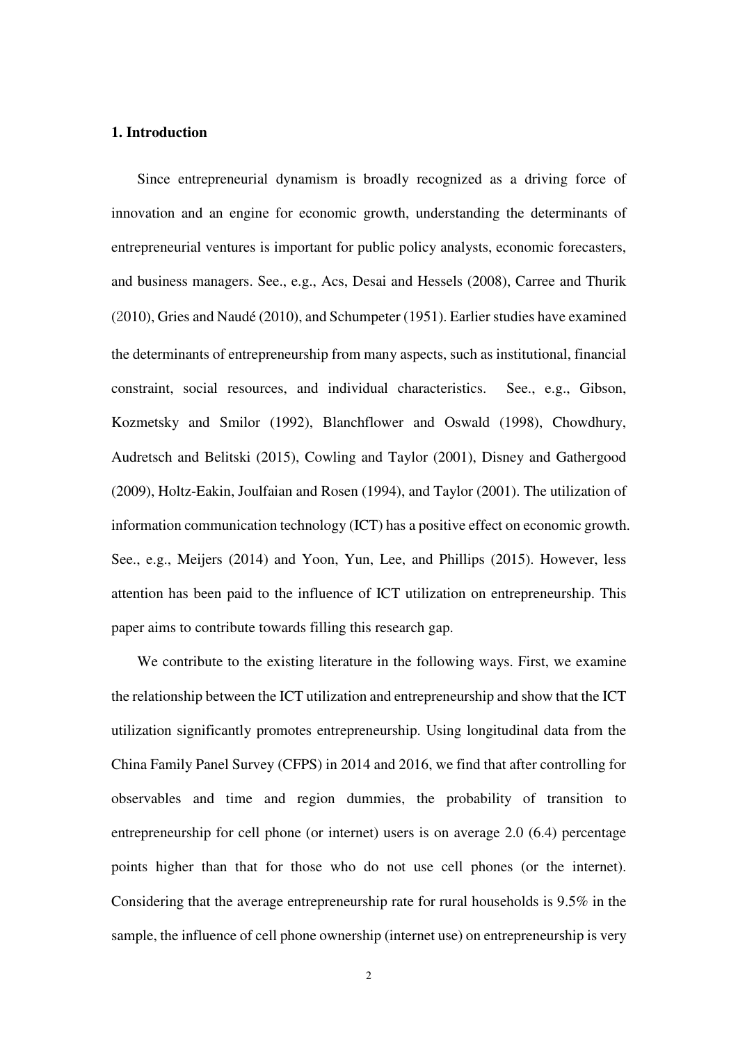## 1. Introduction

Since entrepreneurial dynamism is broadly recognized as a driving force of innovation and an engine for economic growth, understanding the determinants of entrepreneurial ventures is important for public policy analysts, economic forecasters, and business managers. See., e.g., Acs, Desai and Hessels (2008), Carree and Thurik (2010), Gries and Naudé (2010), and Schumpeter (1951). Earlier studies have examined the determinants of entrepreneurship from many aspects, such as institutional, financial constraint, social resources, and individual characteristics. See., e.g., Gibson, Kozmetsky and Smilor (1992), Blanchflower and Oswald (1998), Chowdhury, Audretsch and Belitski (2015), Cowling and Taylor (2001), Disney and Gathergood (2009), Holtz-Eakin, Joulfaian and Rosen (1994), and Taylor (2001). The utilization of information communication technology (ICT) has a positive effect on economic growth. See., e.g., Meijers (2014) and Yoon, Yun, Lee, and Phillips (2015). However, less attention has been paid to the influence of ICT utilization on entrepreneurship. This paper aims to contribute towards filling this research gap.

We contribute to the existing literature in the following ways. First, we examine the relationship between the ICT utilization and entrepreneurship and show that the ICT utilization significantly promotes entrepreneurship. Using longitudinal data from the China Family Panel Survey (CFPS) in 2014 and 2016, we find that after controlling for observables and time and region dummies, the probability of transition to entrepreneurship for cell phone (or internet) users is on average 2.0 (6.4) percentage points higher than that for those who do not use cell phones (or the internet). Considering that the average entrepreneurship rate for rural households is 9.5% in the sample, the influence of cell phone ownership (internet use) on entrepreneurship is very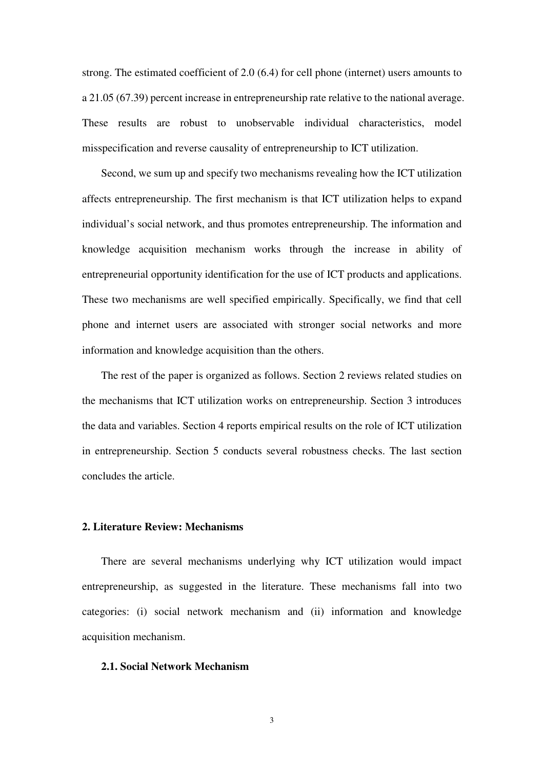strong. The estimated coefficient of 2.0 (6.4) for cell phone (internet) users amounts to a 21.05 (67.39) percent increase in entrepreneurship rate relative to the national average. These results are robust to unobservable individual characteristics, model misspecification and reverse causality of entrepreneurship to ICT utilization.

Second, we sum up and specify two mechanisms revealing how the ICT utilization affects entrepreneurship. The first mechanism is that ICT utilization helps to expand individual's social network, and thus promotes entrepreneurship. The information and knowledge acquisition mechanism works through the increase in ability of entrepreneurial opportunity identification for the use of ICT products and applications. These two mechanisms are well specified empirically. Specifically, we find that cell phone and internet users are associated with stronger social networks and more information and knowledge acquisition than the others.

The rest of the paper is organized as follows. Section 2 reviews related studies on the mechanisms that ICT utilization works on entrepreneurship. Section 3 introduces the data and variables. Section 4 reports empirical results on the role of ICT utilization in entrepreneurship. Section 5 conducts several robustness checks. The last section concludes the article.

## 2. Literature Review: Mechanisms

There are several mechanisms underlying why ICT utilization would impact entrepreneurship, as suggested in the literature. These mechanisms fall into two categories: (i) social network mechanism and (ii) information and knowledge acquisition mechanism.

### 2.1. Social Network Mechanism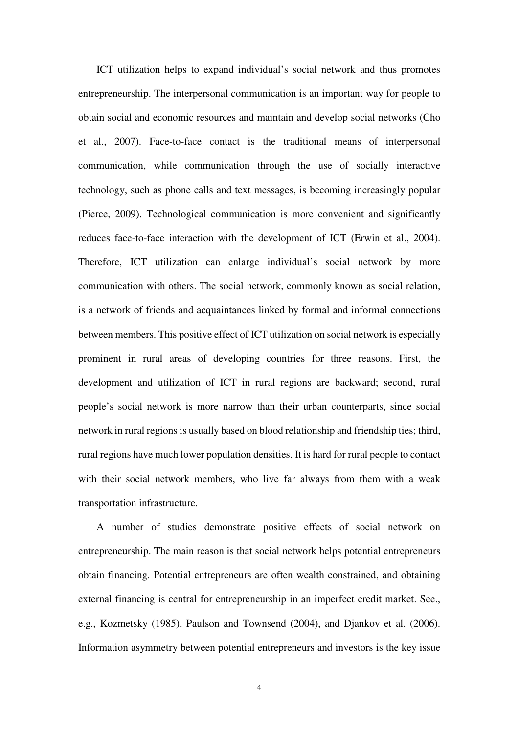ICT utilization helps to expand individual's social network and thus promotes entrepreneurship. The interpersonal communication is an important way for people to obtain social and economic resources and maintain and develop social networks (Cho et al., 2007). Face-to-face contact is the traditional means of interpersonal communication, while communication through the use of socially interactive technology, such as phone calls and text messages, is becoming increasingly popular (Pierce, 2009). Technological communication is more convenient and significantly reduces face-to-face interaction with the development of ICT (Erwin et al., 2004). Therefore, ICT utilization can enlarge individual's social network by more communication with others. The social network, commonly known as social relation, is a network of friends and acquaintances linked by formal and informal connections between members. This positive effect of ICT utilization on social network is especially prominent in rural areas of developing countries for three reasons. First, the development and utilization of ICT in rural regions are backward; second, rural people's social network is more narrow than their urban counterparts, since social network in rural regions is usually based on blood relationship and friendship ties; third, rural regions have much lower population densities. It is hard for rural people to contact with their social network members, who live far always from them with a weak transportation infrastructure.

A number of studies demonstrate positive effects of social network on entrepreneurship. The main reason is that social network helps potential entrepreneurs obtain financing. Potential entrepreneurs are often wealth constrained, and obtaining external financing is central for entrepreneurship in an imperfect credit market. See., e.g., Kozmetsky (1985), Paulson and Townsend (2004), and Djankov et al. (2006). Information asymmetry between potential entrepreneurs and investors is the key issue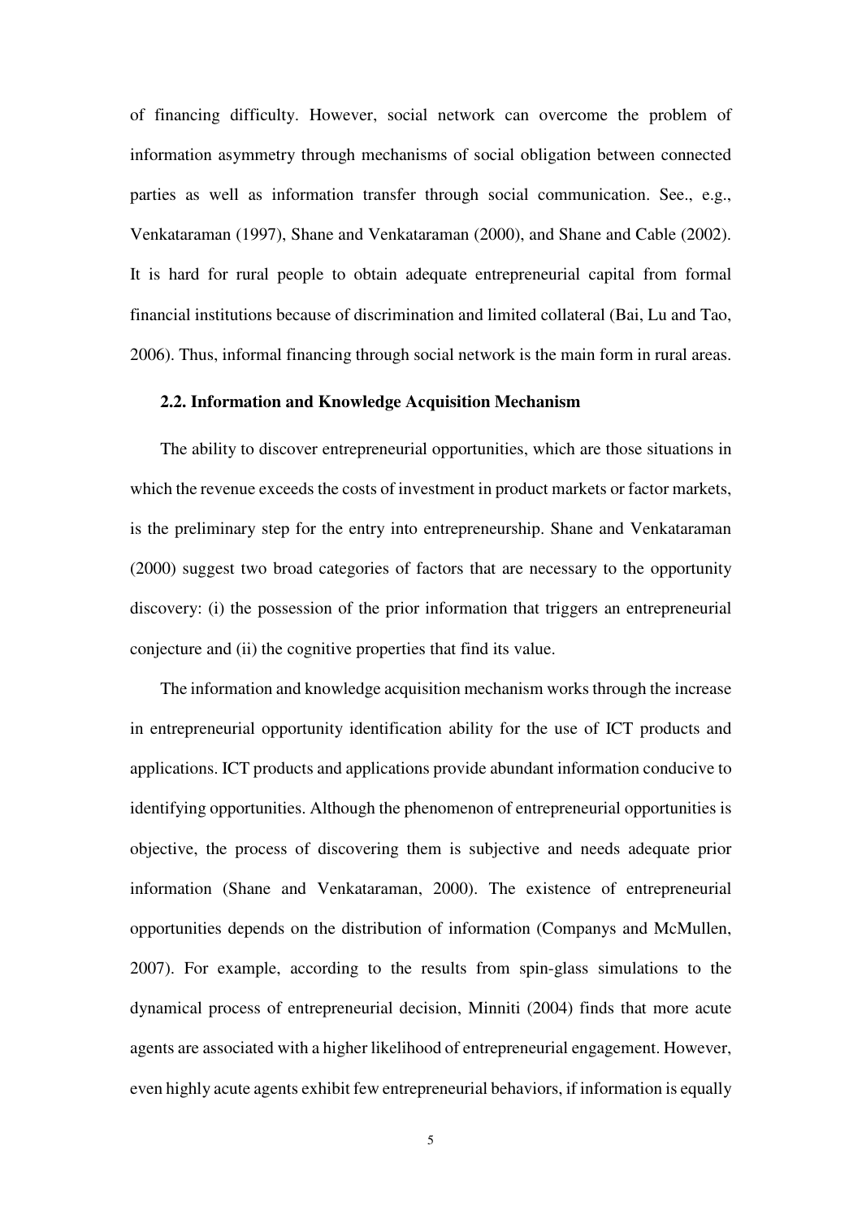of financing difficulty. However, social network can overcome the problem of information asymmetry through mechanisms of social obligation between connected parties as well as information transfer through social communication. See., e.g., Venkataraman (1997), Shane and Venkataraman (2000), and Shane and Cable (2002). It is hard for rural people to obtain adequate entrepreneurial capital from formal financial institutions because of discrimination and limited collateral (Bai, Lu and Tao, 2006). Thus, informal financing through social network is the main form in rural areas.

### 2.2. Information and Knowledge Acquisition Mechanism

The ability to discover entrepreneurial opportunities, which are those situations in which the revenue exceeds the costs of investment in product markets or factor markets, is the preliminary step for the entry into entrepreneurship. Shane and Venkataraman (2000) suggest two broad categories of factors that are necessary to the opportunity discovery: (i) the possession of the prior information that triggers an entrepreneurial conjecture and (ii) the cognitive properties that find its value.

The information and knowledge acquisition mechanism works through the increase in entrepreneurial opportunity identification ability for the use of ICT products and applications. ICT products and applications provide abundant information conducive to identifying opportunities. Although the phenomenon of entrepreneurial opportunities is objective, the process of discovering them is subjective and needs adequate prior information (Shane and Venkataraman, 2000). The existence of entrepreneurial opportunities depends on the distribution of information (Companys and McMullen, 2007). For example, according to the results from spin-glass simulations to the dynamical process of entrepreneurial decision, Minniti (2004) finds that more acute agents are associated with a higher likelihood of entrepreneurial engagement. However, even highly acute agents exhibit few entrepreneurial behaviors, if information is equally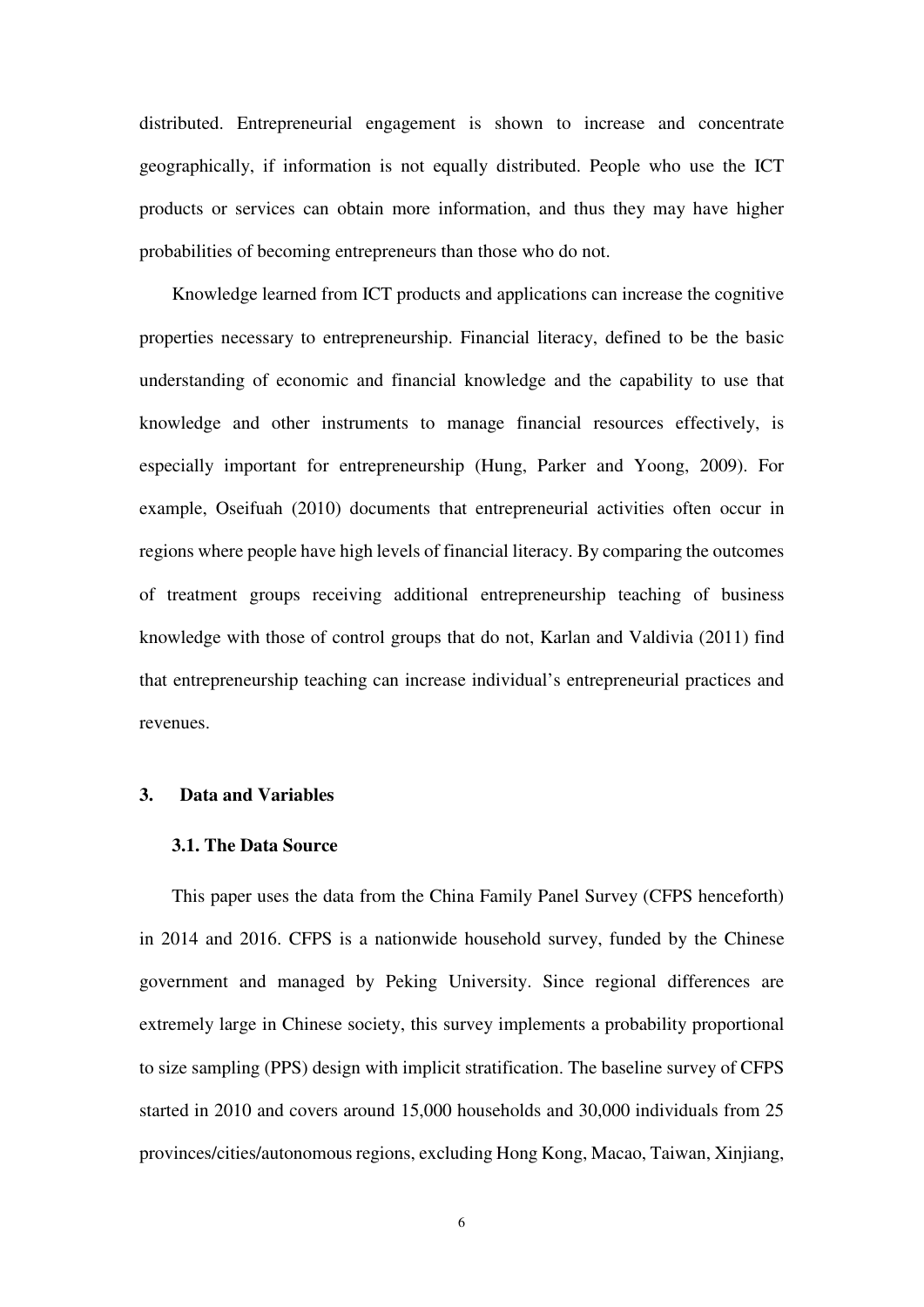distributed. Entrepreneurial engagement is shown to increase and concentrate geographically, if information is not equally distributed. People who use the ICT products or services can obtain more information, and thus they may have higher probabilities of becoming entrepreneurs than those who do not.

Knowledge learned from ICT products and applications can increase the cognitive properties necessary to entrepreneurship. Financial literacy, defined to be the basic understanding of economic and financial knowledge and the capability to use that knowledge and other instruments to manage financial resources effectively, is especially important for entrepreneurship (Hung, Parker and Yoong, 2009). For example, Oseifuah (2010) documents that entrepreneurial activities often occur in regions where people have high levels of financial literacy. By comparing the outcomes of treatment groups receiving additional entrepreneurship teaching of business knowledge with those of control groups that do not, Karlan and Valdivia (2011) find that entrepreneurship teaching can increase individual's entrepreneurial practices and revenues.

## 3. Data and Variables

### 3.1. The Data Source

This paper uses the data from the China Family Panel Survey (CFPS henceforth) in 2014 and 2016. CFPS is a nationwide household survey, funded by the Chinese government and managed by Peking University. Since regional differences are extremely large in Chinese society, this survey implements a probability proportional to size sampling (PPS) design with implicit stratification. The baseline survey of CFPS started in 2010 and covers around 15,000 households and 30,000 individuals from 25 provinces/cities/autonomous regions, excluding Hong Kong, Macao, Taiwan, Xinjiang,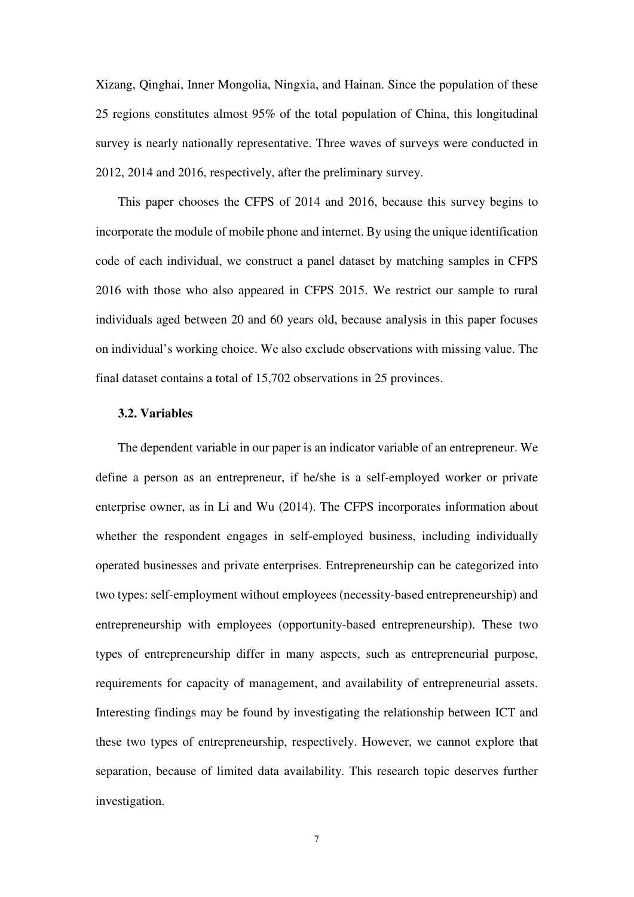Xizang, Qinghai, Inner Mongolia, Ningxia, and Hainan. Since the population of these 25 regions constitutes almost 95% of the total population of China, this longitudinal survey is nearly nationally representative. Three waves of surveys were conducted in 2012, 2014 and 2016, respectively, after the preliminary survey.

This paper chooses the CFPS of 2014 and 2016, because this survey begins to incorporate the module of mobile phone and internet. By using the unique identification code of each individual, we construct a panel dataset by matching samples in CFPS 2016 with those who also appeared in CFPS 2015. We restrict our sample to rural individuals aged between 20 and 60 years old, because analysis in this paper focuses on individual's working choice. We also exclude observations with missing value. The final dataset contains a total of 15,702 observations in 25 provinces.

### 3.2. Variables

The dependent variable in our paper is an indicator variable of an entrepreneur. We define a person as an entrepreneur, if he/she is a self-employed worker or private enterprise owner, as in Li and Wu (2014). The CFPS incorporates information about whether the respondent engages in self-employed business, including individually operated businesses and private enterprises. Entrepreneurship can be categorized into two types: self-employment without employees (necessity-based entrepreneurship) and entrepreneurship with employees (opportunity-based entrepreneurship). These two types of entrepreneurship differ in many aspects, such as entrepreneurial purpose, requirements for capacity of management, and availability of entrepreneurial assets. Interesting findings may be found by investigating the relationship between ICT and these two types of entrepreneurship, respectively. However, we cannot explore that separation, because of limited data availability. This research topic deserves further investigation.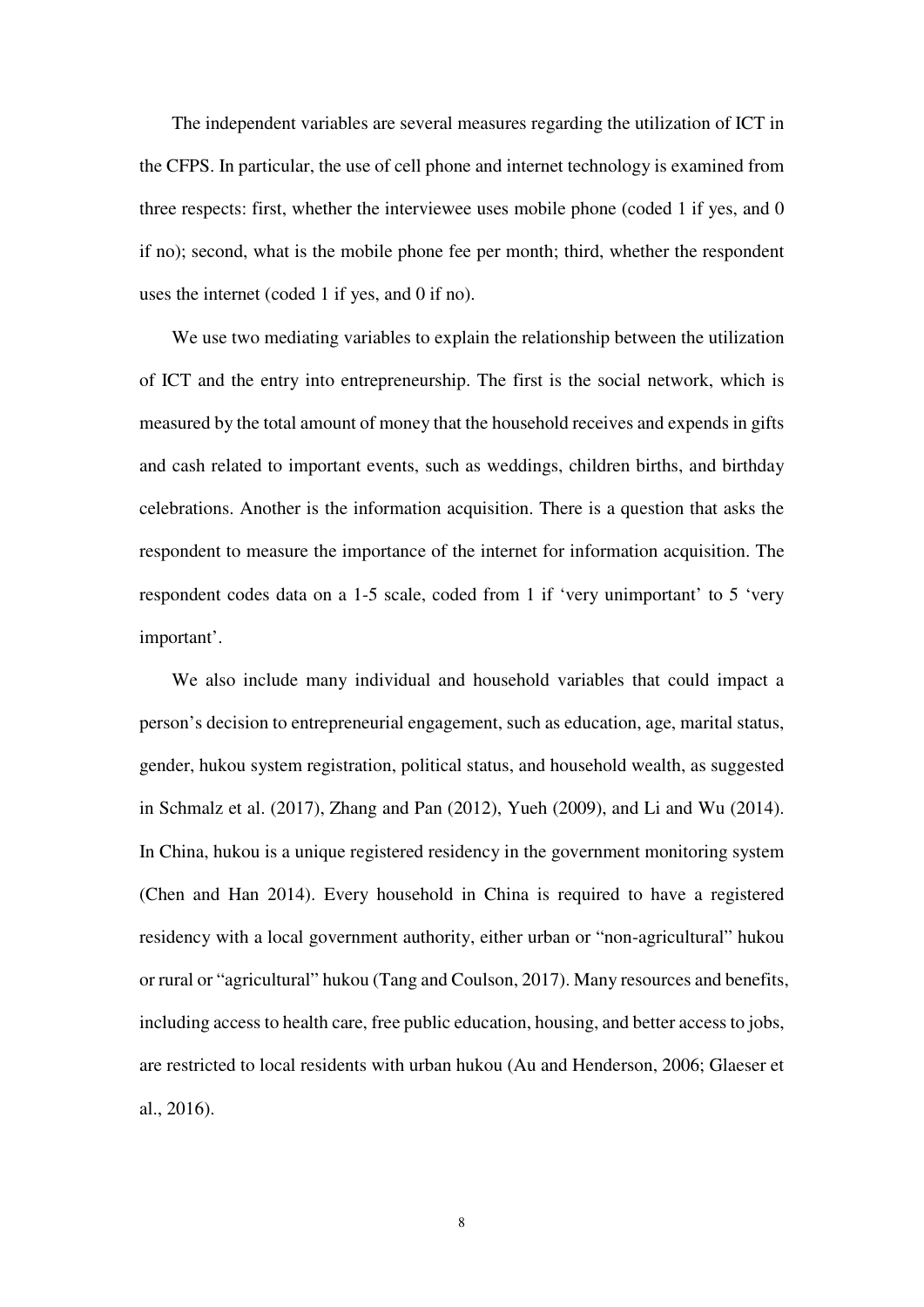The independent variables are several measures regarding the utilization of ICT in the CFPS. In particular, the use of cell phone and internet technology is examined from three respects: first, whether the interviewee uses mobile phone (coded 1 if yes, and 0 if no); second, what is the mobile phone fee per month; third, whether the respondent uses the internet (coded 1 if yes, and 0 if no).

We use two mediating variables to explain the relationship between the utilization of ICT and the entry into entrepreneurship. The first is the social network, which is measured by the total amount of money that the household receives and expends in gifts and cash related to important events, such as weddings, children births, and birthday celebrations. Another is the information acquisition. There is a question that asks the respondent to measure the importance of the internet for information acquisition. The respondent codes data on a 1-5 scale, coded from 1 if 'very unimportant' to 5 'very important'.

We also include many individual and household variables that could impact a person's decision to entrepreneurial engagement, such as education, age, marital status, gender, hukou system registration, political status, and household wealth, as suggested in Schmalz et al. (2017), Zhang and Pan (2012), Yueh (2009), and Li and Wu (2014). In China, hukou is a unique registered residency in the government monitoring system (Chen and Han 2014). Every household in China is required to have a registered residency with a local government authority, either urban or "non-agricultural" hukou or rural or "agricultural" hukou (Tang and Coulson, 2017). Many resources and benefits, including access to health care, free public education, housing, and better access to jobs, are restricted to local residents with urban hukou (Au and Henderson, 2006; Glaeser et al., 2016).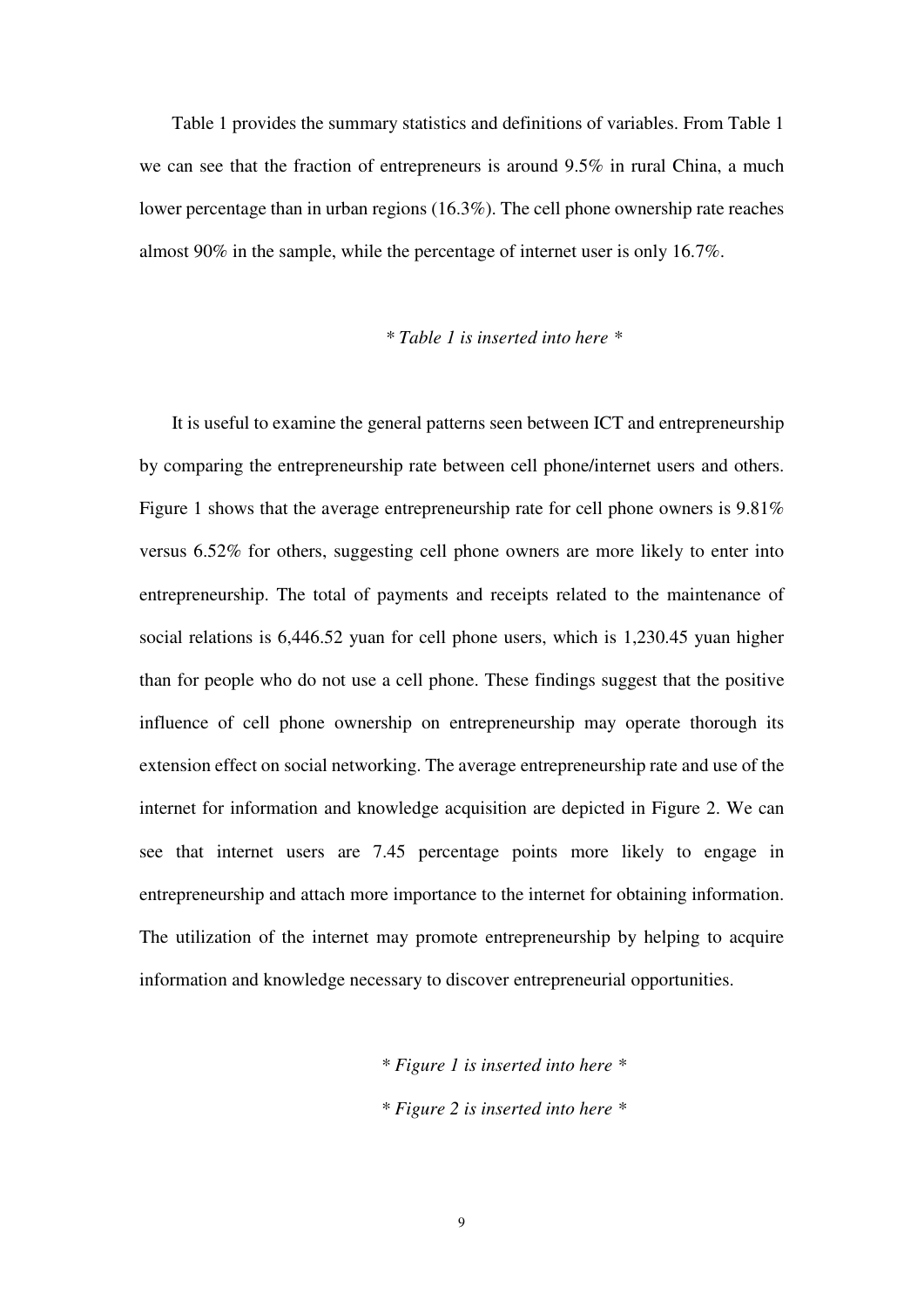Table 1 provides the summary statistics and definitions of variables. From Table 1 we can see that the fraction of entrepreneurs is around 9.5% in rural China, a much lower percentage than in urban regions (16.3%). The cell phone ownership rate reaches almost 90% in the sample, while the percentage of internet user is only 16.7%.

*\* Table 1 is inserted into here \**

It is useful to examine the general patterns seen between ICT and entrepreneurship by comparing the entrepreneurship rate between cell phone/internet users and others. Figure 1 shows that the average entrepreneurship rate for cell phone owners is 9.81% versus 6.52% for others, suggesting cell phone owners are more likely to enter into entrepreneurship. The total of payments and receipts related to the maintenance of social relations is 6,446.52 yuan for cell phone users, which is 1,230.45 yuan higher than for people who do not use a cell phone. These findings suggest that the positive influence of cell phone ownership on entrepreneurship may operate thorough its extension effect on social networking. The average entrepreneurship rate and use of the internet for information and knowledge acquisition are depicted in Figure 2. We can see that internet users are 7.45 percentage points more likely to engage in entrepreneurship and attach more importance to the internet for obtaining information. The utilization of the internet may promote entrepreneurship by helping to acquire information and knowledge necessary to discover entrepreneurial opportunities.

*\* Figure 1 is inserted into here \**

*\* Figure 2 is inserted into here \**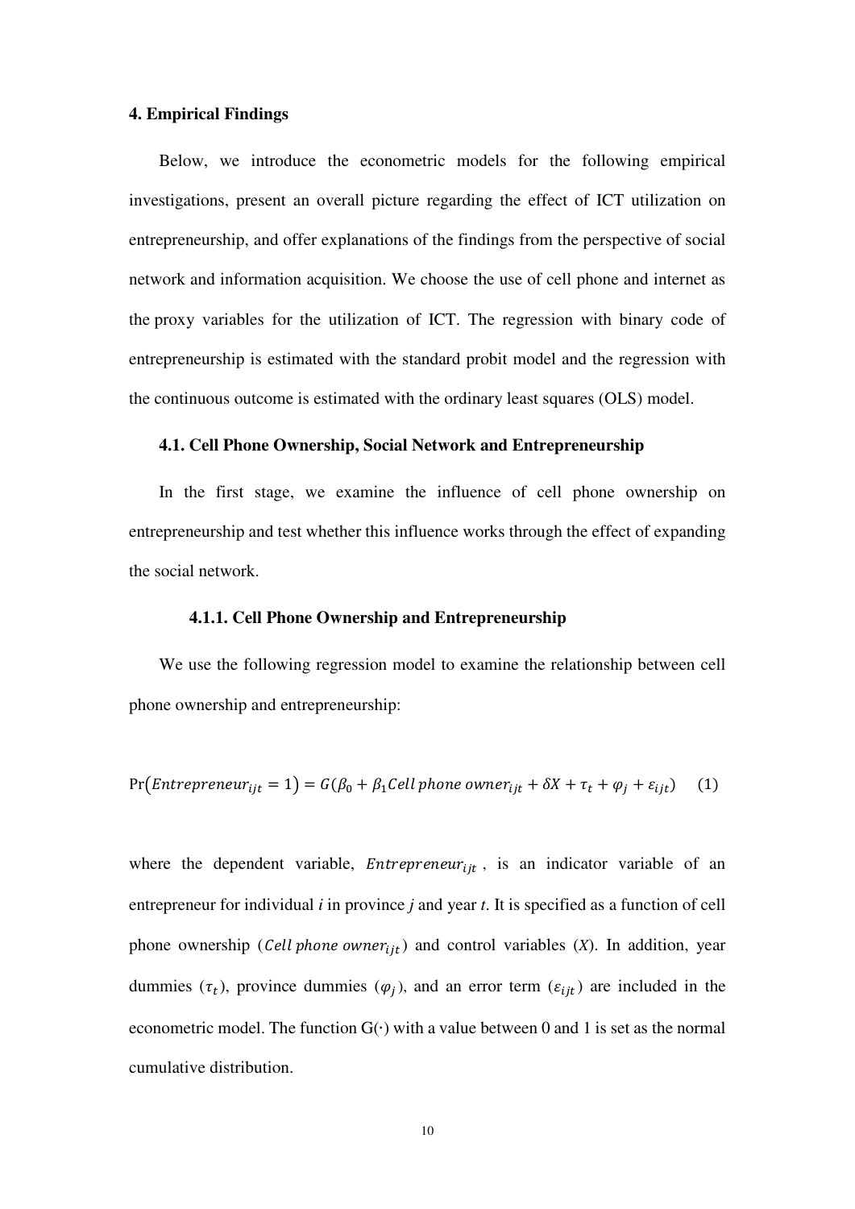## 4. Empirical Findings

Below, we introduce the econometric models for the following empirical investigations, present an overall picture regarding the effect of ICT utilization on entrepreneurship, and offer explanations of the findings from the perspective of social network and information acquisition. We choose the use of cell phone and internet as the proxy variables for the utilization of ICT. The regression with binary code of entrepreneurship is estimated with the standard probit model and the regression with the continuous outcome is estimated with the ordinary least squares (OLS) model.

### 4.1. Cell Phone Ownership, Social Network and Entrepreneurship

In the first stage, we examine the influence of cell phone ownership on entrepreneurship and test whether this influence works through the effect of expanding the social network.

#### 4.1.1. Cell Phone Ownership and Entrepreneurship

We use the following regression model to examine the relationship between cell phone ownership and entrepreneurship:

$$\Pr\left(Entrepreneur_{ijt} = 1\right) = G(\beta_0 + \beta_1 Cell\,phone\,owner_{ijt} + \delta X + \tau_t + \varphi_j + \varepsilon_{ijt}) \quad (1)$$

where the dependent variable, $Entrepreneur_{ijt}$, is an indicator variable of an entrepreneur for individual *i* in province *j* and year *t*. It is specified as a function of cell phone ownership ($Cell\,phone\,owner_{ijt}$) and control variables ($X$). In addition, year dummies ($\tau_t$), province dummies ($\varphi_j$), and an error term ($\varepsilon_{ijt}$) are included in the econometric model. The function G(·) with a value between 0 and 1 is set as the normal cumulative distribution.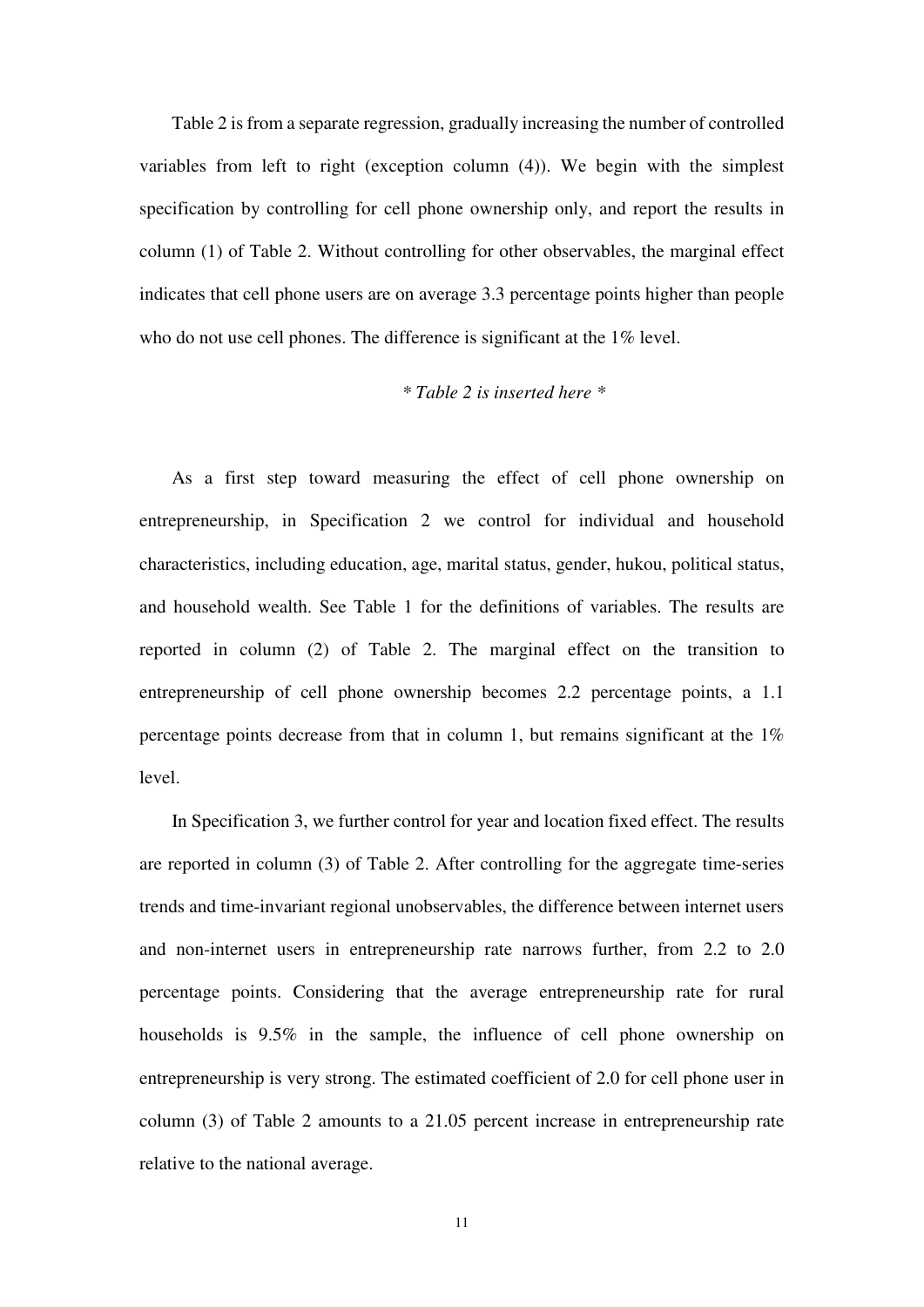Table 2 is from a separate regression, gradually increasing the number of controlled variables from left to right (exception column (4)). We begin with the simplest specification by controlling for cell phone ownership only, and report the results in column (1) of Table 2. Without controlling for other observables, the marginal effect indicates that cell phone users are on average 3.3 percentage points higher than people who do not use cell phones. The difference is significant at the 1% level.

*\* Table 2 is inserted here \**

As a first step toward measuring the effect of cell phone ownership on entrepreneurship, in Specification 2 we control for individual and household characteristics, including education, age, marital status, gender, hukou, political status, and household wealth. See Table 1 for the definitions of variables. The results are reported in column (2) of Table 2. The marginal effect on the transition to entrepreneurship of cell phone ownership becomes 2.2 percentage points, a 1.1 percentage points decrease from that in column 1, but remains significant at the 1% level.

In Specification 3, we further control for year and location fixed effect. The results are reported in column (3) of Table 2. After controlling for the aggregate time-series trends and time-invariant regional unobservables, the difference between internet users and non-internet users in entrepreneurship rate narrows further, from 2.2 to 2.0 percentage points. Considering that the average entrepreneurship rate for rural households is 9.5% in the sample, the influence of cell phone ownership on entrepreneurship is very strong. The estimated coefficient of 2.0 for cell phone user in column (3) of Table 2 amounts to a 21.05 percent increase in entrepreneurship rate relative to the national average.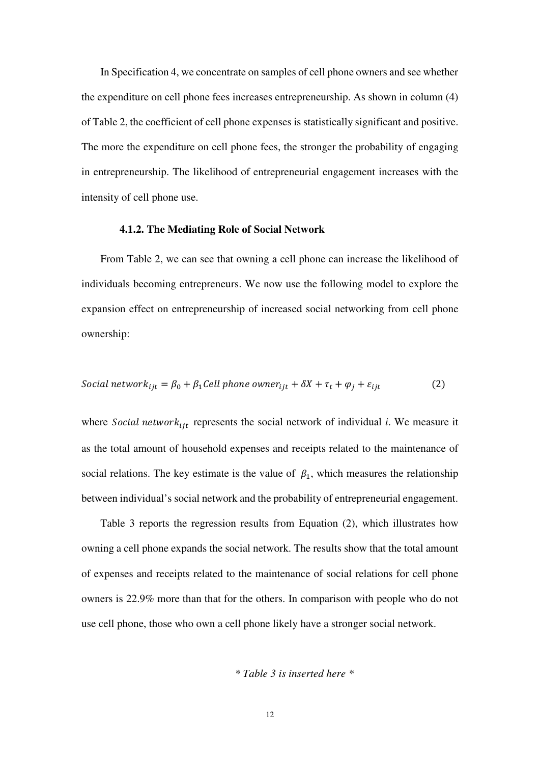In Specification 4, we concentrate on samples of cell phone owners and see whether the expenditure on cell phone fees increases entrepreneurship. As shown in column (4) of Table 2, the coefficient of cell phone expenses is statistically significant and positive. The more the expenditure on cell phone fees, the stronger the probability of engaging in entrepreneurship. The likelihood of entrepreneurial engagement increases with the intensity of cell phone use.

### 4.1.2. The Mediating Role of Social Network

From Table 2, we can see that owning a cell phone can increase the likelihood of individuals becoming entrepreneurs. We now use the following model to explore the expansion effect on entrepreneurship of increased social networking from cell phone ownership:

$$Social\ network_{ijt} = \beta_0 + \beta_1 Cell\ phone\ owner_{ijt} + \delta X + \tau_t + \varphi_j + \varepsilon_{ijt} \tag{2}$$

where $Social\ network_{ijt}$ represents the social network of individual *i*. We measure it as the total amount of household expenses and receipts related to the maintenance of social relations. The key estimate is the value of $\beta_1$, which measures the relationship between individual's social network and the probability of entrepreneurial engagement.

Table 3 reports the regression results from Equation (2), which illustrates how owning a cell phone expands the social network. The results show that the total amount of expenses and receipts related to the maintenance of social relations for cell phone owners is 22.9% more than that for the others. In comparison with people who do not use cell phone, those who own a cell phone likely have a stronger social network.

*\* Table 3 is inserted here \**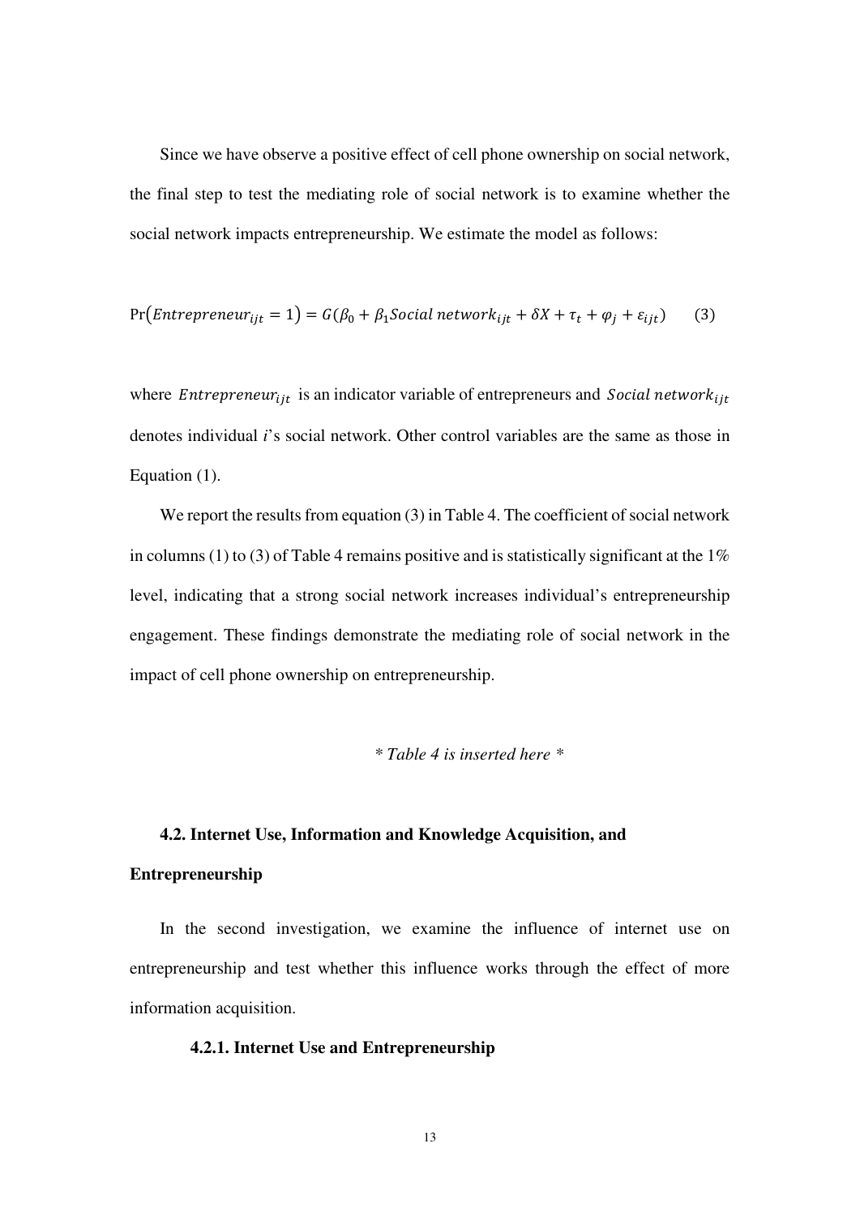Since we have observe a positive effect of cell phone ownership on social network, the final step to test the mediating role of social network is to examine whether the social network impacts entrepreneurship. We estimate the model as follows:

$$\Pr(Entrepreneur_{ijt} = 1) = G(\beta_0 + \beta_1 Social\ network_{ijt} + \delta X + \tau_t + \varphi_j + \varepsilon_{ijt}) \qquad (3)$$

where $Entrepreneur_{ijt}$ is an indicator variable of entrepreneurs and $Social\ network_{ijt}$ denotes individual *i*'s social network. Other control variables are the same as those in Equation (1).

We report the results from equation (3) in Table 4. The coefficient of social network in columns (1) to (3) of Table 4 remains positive and is statistically significant at the 1% level, indicating that a strong social network increases individual's entrepreneurship engagement. These findings demonstrate the mediating role of social network in the impact of cell phone ownership on entrepreneurship.

*\* Table 4 is inserted here \**

## 4.2. Internet Use, Information and Knowledge Acquisition, and Entrepreneurship

In the second investigation, we examine the influence of internet use on entrepreneurship and test whether this influence works through the effect of more information acquisition.

### 4.2.1. Internet Use and Entrepreneurship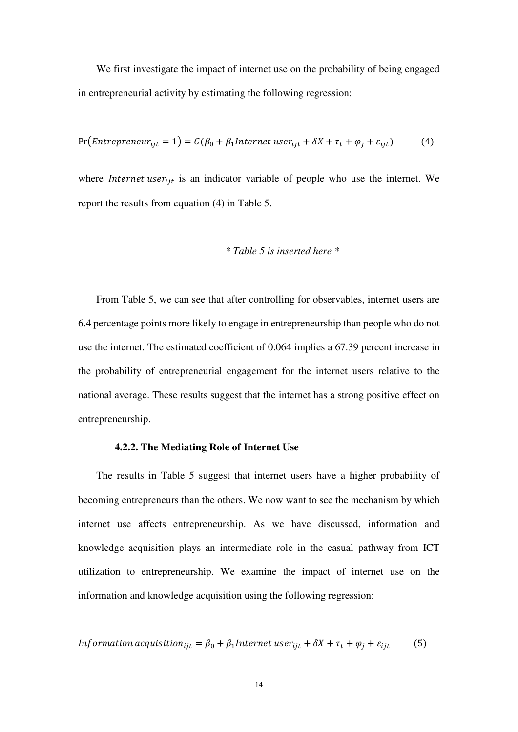We first investigate the impact of internet use on the probability of being engaged in entrepreneurial activity by estimating the following regression:

$$\Pr(Entrepreneur_{ijt} = 1) = G(\beta_0 + \beta_1 Internet\ user_{ijt} + \delta X + \tau_t + \varphi_j + \varepsilon_{ijt}) \qquad (4)$$

where $Internet\ user_{ijt}$ is an indicator variable of people who use the internet. We report the results from equation (4) in Table 5.

*\* Table 5 is inserted here \**

From Table 5, we can see that after controlling for observables, internet users are 6.4 percentage points more likely to engage in entrepreneurship than people who do not use the internet. The estimated coefficient of 0.064 implies a 67.39 percent increase in the probability of entrepreneurial engagement for the internet users relative to the national average. These results suggest that the internet has a strong positive effect on entrepreneurship.

### 4.2.2. The Mediating Role of Internet Use

The results in Table 5 suggest that internet users have a higher probability of becoming entrepreneurs than the others. We now want to see the mechanism by which internet use affects entrepreneurship. As we have discussed, information and knowledge acquisition plays an intermediate role in the casual pathway from ICT utilization to entrepreneurship. We examine the impact of internet use on the information and knowledge acquisition using the following regression:

$$Information\ acquisition_{ijt} = \beta_0 + \beta_1 Internet\ user_{ijt} + \delta X + \tau_t + \varphi_j + \varepsilon_{ijt} \qquad (5)$$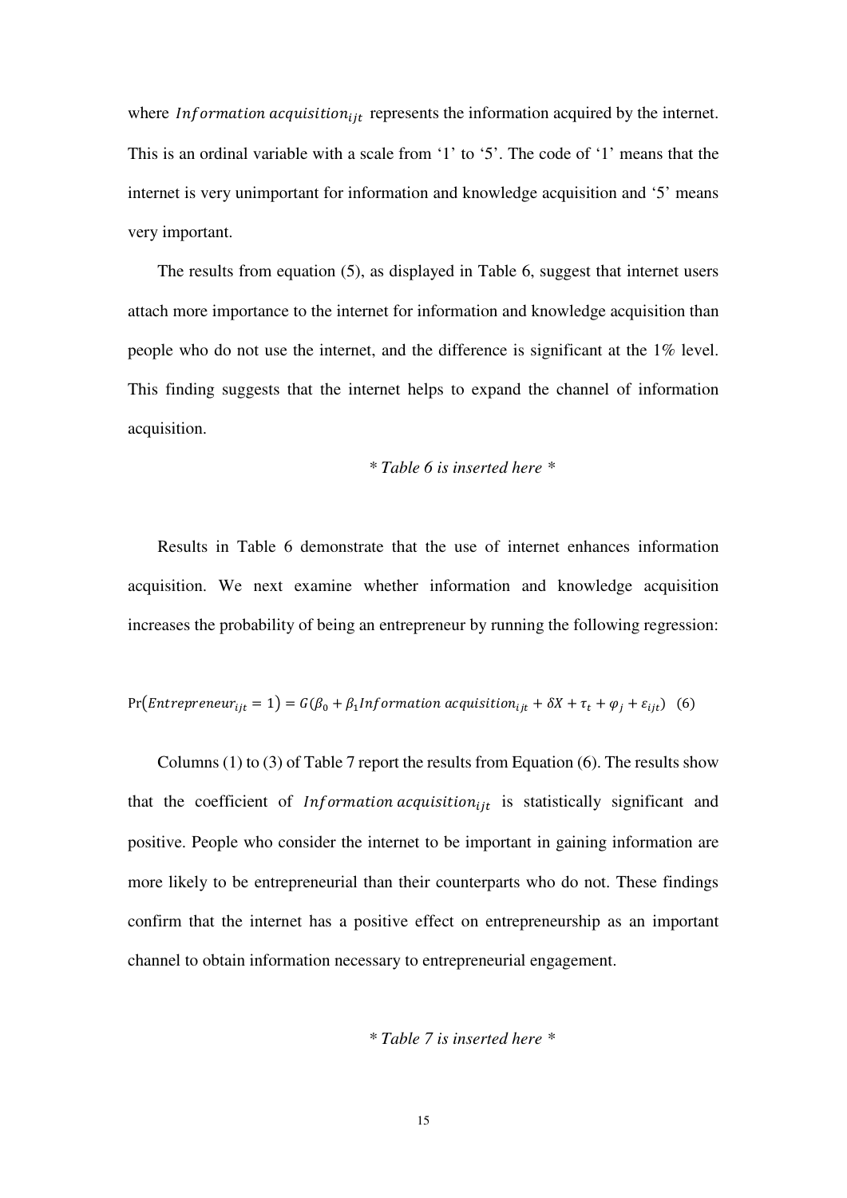where $Information\ acquisition_{ijt}$ represents the information acquired by the internet. This is an ordinal variable with a scale from '1' to '5'. The code of '1' means that the internet is very unimportant for information and knowledge acquisition and '5' means very important.

The results from equation (5), as displayed in Table 6, suggest that internet users attach more importance to the internet for information and knowledge acquisition than people who do not use the internet, and the difference is significant at the 1% level. This finding suggests that the internet helps to expand the channel of information acquisition.

*\* Table 6 is inserted here \**

Results in Table 6 demonstrate that the use of internet enhances information acquisition. We next examine whether information and knowledge acquisition increases the probability of being an entrepreneur by running the following regression:

$$\Pr(Entrepreneur_{ijt} = 1) = G(\beta_0 + \beta_1 Information\ acquisition_{ijt} + \delta X + \tau_t + \varphi_j + \varepsilon_{ijt}) \quad (6)$$

Columns (1) to (3) of Table 7 report the results from Equation (6). The results show that the coefficient of $Information\ acquisition_{ijt}$ is statistically significant and positive. People who consider the internet to be important in gaining information are more likely to be entrepreneurial than their counterparts who do not. These findings confirm that the internet has a positive effect on entrepreneurship as an important channel to obtain information necessary to entrepreneurial engagement.

*\* Table 7 is inserted here \**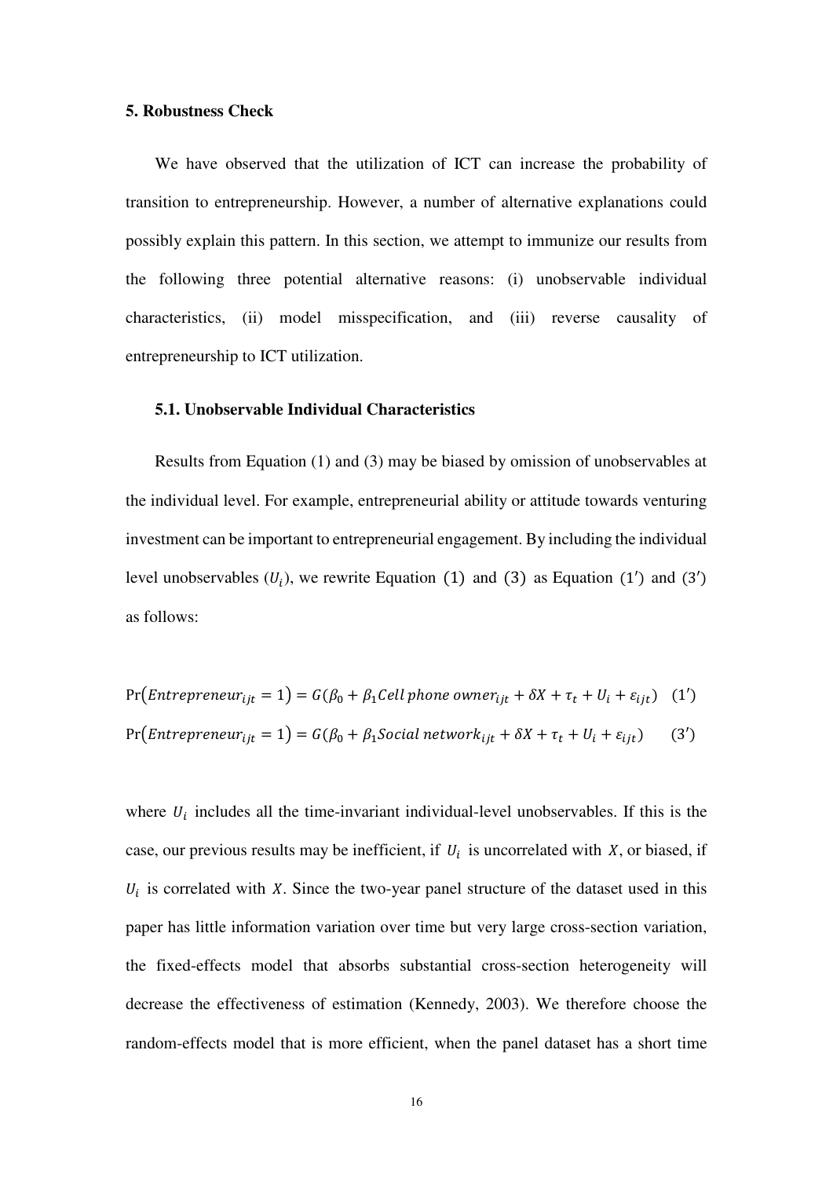### 5. Robustness Check

We have observed that the utilization of ICT can increase the probability of transition to entrepreneurship. However, a number of alternative explanations could possibly explain this pattern. In this section, we attempt to immunize our results from the following three potential alternative reasons: (i) unobservable individual characteristics, (ii) model misspecification, and (iii) reverse causality of entrepreneurship to ICT utilization.

#### 5.1. Unobservable Individual Characteristics

Results from Equation (1) and (3) may be biased by omission of unobservables at the individual level. For example, entrepreneurial ability or attitude towards venturing investment can be important to entrepreneurial engagement. By including the individual level unobservables ($U_i$), we rewrite Equation $(1)$ and $(3)$ as Equation $(1')$ and $(3')$ as follows:

$$\Pr(Entrepreneur_{ijt} = 1) = G(\beta_0 + \beta_1 Cell\,phone\,owner_{ijt} + \delta X + \tau_t + U_i + \varepsilon_{ijt}) \quad (1')$$

$$\Pr(Entrepreneur_{ijt} = 1) = G(\beta_0 + \beta_1 Social\,network_{ijt} + \delta X + \tau_t + U_i + \varepsilon_{ijt}) \quad (3')$$

where $U_i$ includes all the time-invariant individual-level unobservables. If this is the case, our previous results may be inefficient, if $U_i$ is uncorrelated with $X$, or biased, if $U_i$ is correlated with $X$. Since the two-year panel structure of the dataset used in this paper has little information variation over time but very large cross-section variation, the fixed-effects model that absorbs substantial cross-section heterogeneity will decrease the effectiveness of estimation (Kennedy, 2003). We therefore choose the random-effects model that is more efficient, when the panel dataset has a short time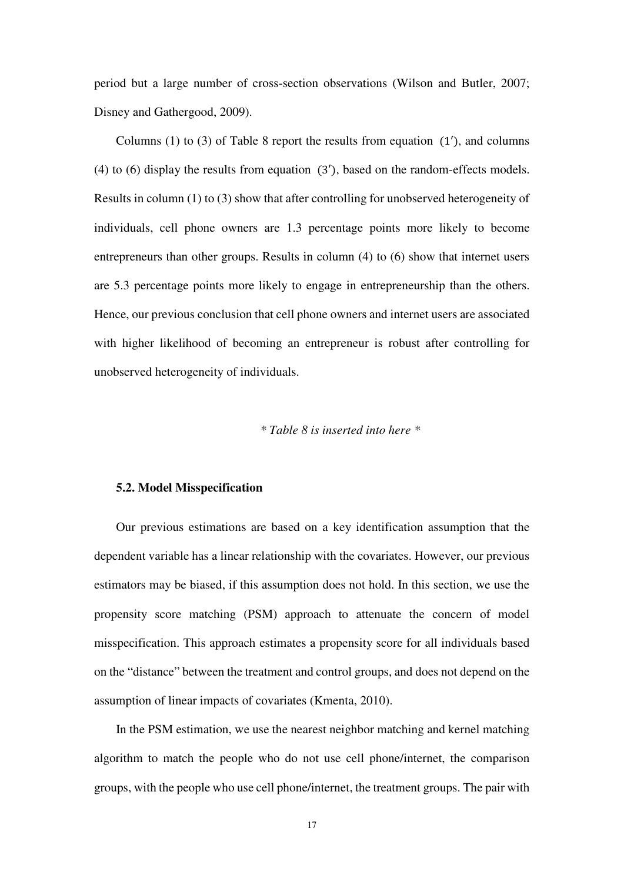period but a large number of cross-section observations (Wilson and Butler, 2007; Disney and Gathergood, 2009).

Columns (1) to (3) of Table 8 report the results from equation $(1')$, and columns (4) to (6) display the results from equation $(3')$, based on the random-effects models. Results in column (1) to (3) show that after controlling for unobserved heterogeneity of individuals, cell phone owners are 1.3 percentage points more likely to become entrepreneurs than other groups. Results in column (4) to (6) show that internet users are 5.3 percentage points more likely to engage in entrepreneurship than the others. Hence, our previous conclusion that cell phone owners and internet users are associated with higher likelihood of becoming an entrepreneur is robust after controlling for unobserved heterogeneity of individuals.

*\* Table 8 is inserted into here \**

### 5.2. Model Misspecification

Our previous estimations are based on a key identification assumption that the dependent variable has a linear relationship with the covariates. However, our previous estimators may be biased, if this assumption does not hold. In this section, we use the propensity score matching (PSM) approach to attenuate the concern of model misspecification. This approach estimates a propensity score for all individuals based on the "distance" between the treatment and control groups, and does not depend on the assumption of linear impacts of covariates (Kmenta, 2010).

In the PSM estimation, we use the nearest neighbor matching and kernel matching algorithm to match the people who do not use cell phone/internet, the comparison groups, with the people who use cell phone/internet, the treatment groups. The pair with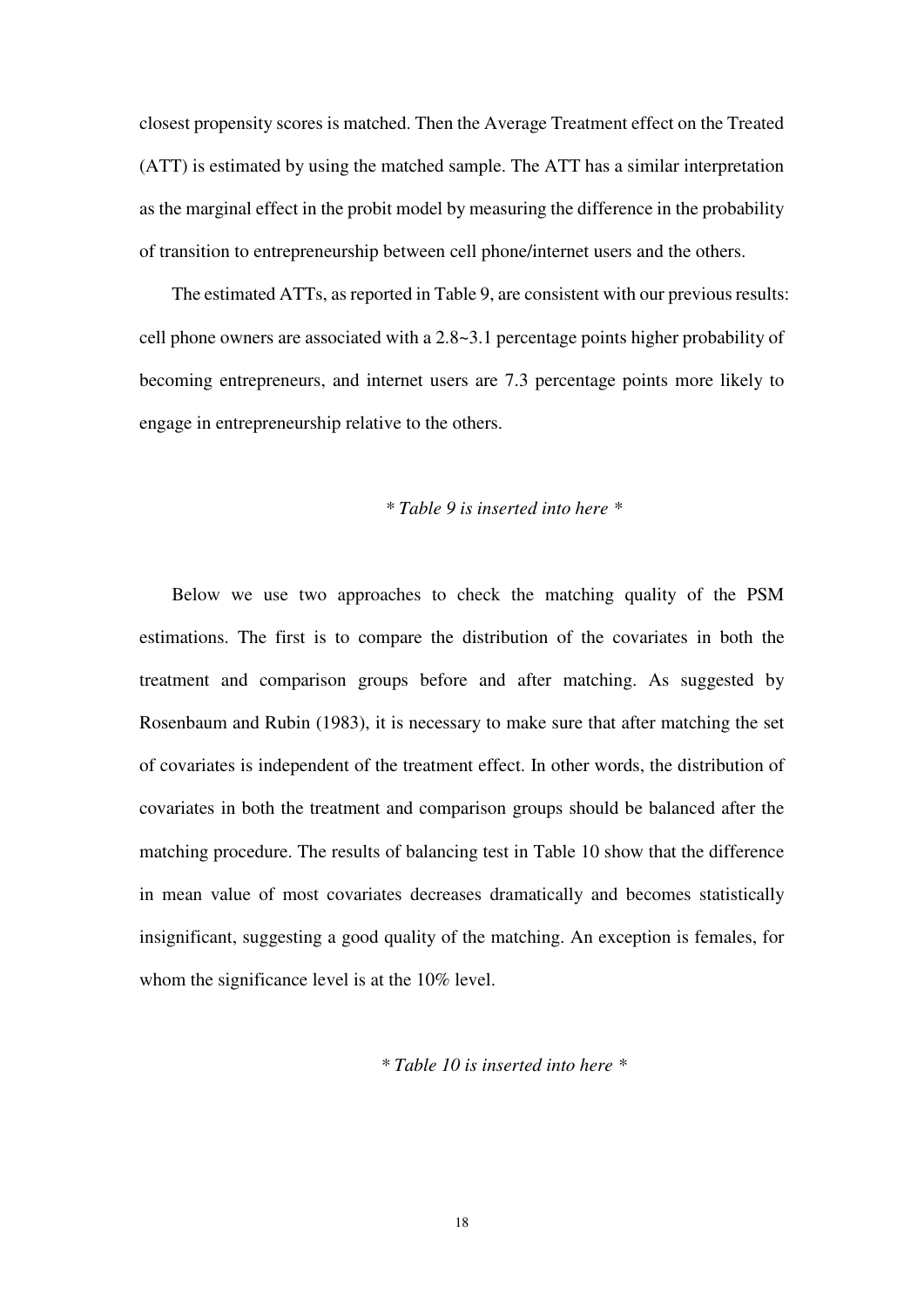closest propensity scores is matched. Then the Average Treatment effect on the Treated (ATT) is estimated by using the matched sample. The ATT has a similar interpretation as the marginal effect in the probit model by measuring the difference in the probability of transition to entrepreneurship between cell phone/internet users and the others.

The estimated ATTs, as reported in Table 9, are consistent with our previous results: cell phone owners are associated with a 2.8~3.1 percentage points higher probability of becoming entrepreneurs, and internet users are 7.3 percentage points more likely to engage in entrepreneurship relative to the others.

*\* Table 9 is inserted into here \**

Below we use two approaches to check the matching quality of the PSM estimations. The first is to compare the distribution of the covariates in both the treatment and comparison groups before and after matching. As suggested by Rosenbaum and Rubin (1983), it is necessary to make sure that after matching the set of covariates is independent of the treatment effect. In other words, the distribution of covariates in both the treatment and comparison groups should be balanced after the matching procedure. The results of balancing test in Table 10 show that the difference in mean value of most covariates decreases dramatically and becomes statistically insignificant, suggesting a good quality of the matching. An exception is females, for whom the significance level is at the 10% level.

*\* Table 10 is inserted into here \**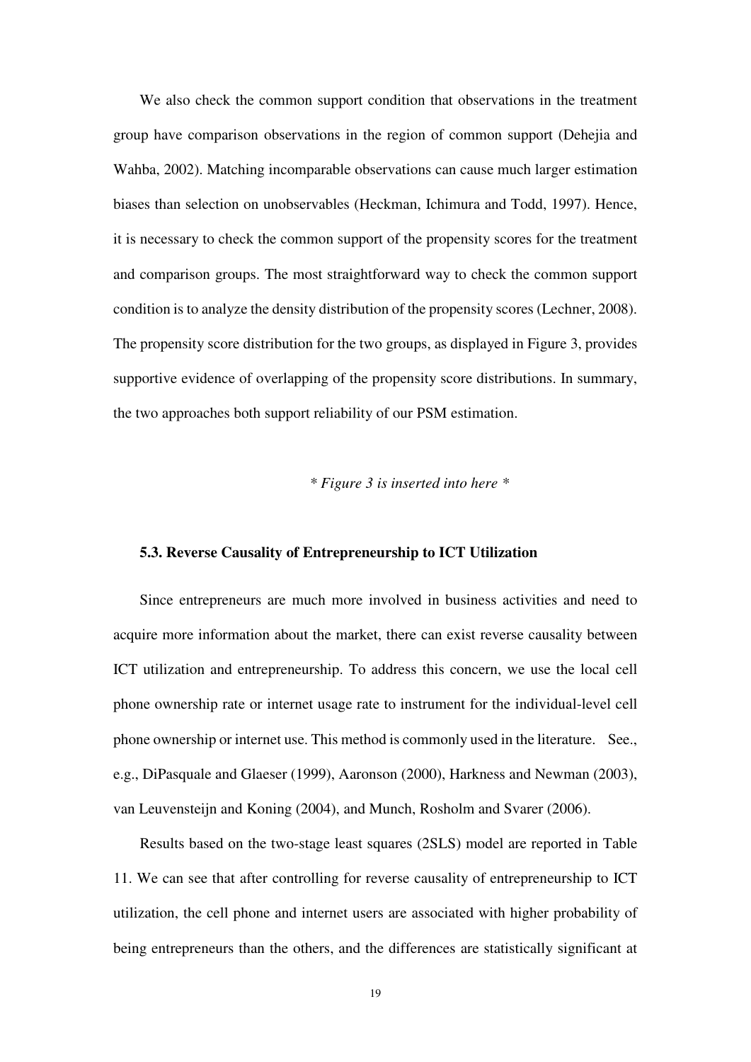We also check the common support condition that observations in the treatment group have comparison observations in the region of common support (Dehejia and Wahba, 2002). Matching incomparable observations can cause much larger estimation biases than selection on unobservables (Heckman, Ichimura and Todd, 1997). Hence, it is necessary to check the common support of the propensity scores for the treatment and comparison groups. The most straightforward way to check the common support condition is to analyze the density distribution of the propensity scores (Lechner, 2008). The propensity score distribution for the two groups, as displayed in Figure 3, provides supportive evidence of overlapping of the propensity score distributions. In summary, the two approaches both support reliability of our PSM estimation.

*\* Figure 3 is inserted into here \**

### 5.3. Reverse Causality of Entrepreneurship to ICT Utilization

Since entrepreneurs are much more involved in business activities and need to acquire more information about the market, there can exist reverse causality between ICT utilization and entrepreneurship. To address this concern, we use the local cell phone ownership rate or internet usage rate to instrument for the individual-level cell phone ownership or internet use. This method is commonly used in the literature. See., e.g., DiPasquale and Glaeser (1999), Aaronson (2000), Harkness and Newman (2003), van Leuvensteijn and Koning (2004), and Munch, Rosholm and Svarer (2006).

Results based on the two-stage least squares (2SLS) model are reported in Table 11. We can see that after controlling for reverse causality of entrepreneurship to ICT utilization, the cell phone and internet users are associated with higher probability of being entrepreneurs than the others, and the differences are statistically significant at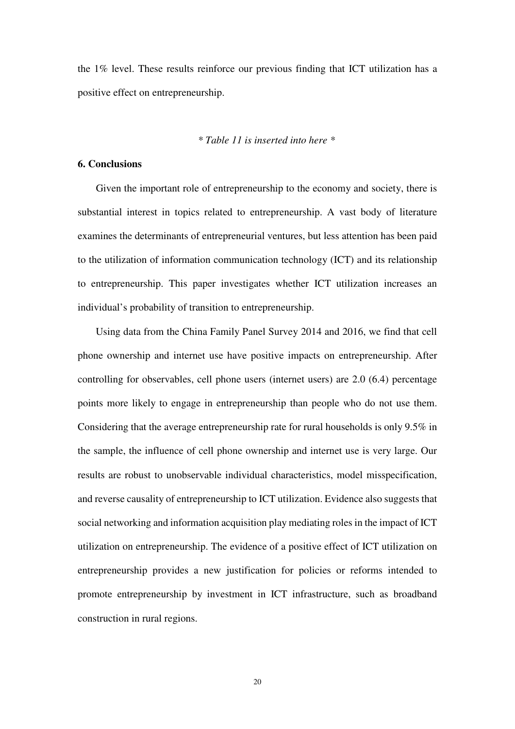the 1% level. These results reinforce our previous finding that ICT utilization has a positive effect on entrepreneurship.

*\* Table 11 is inserted into here \**

## 6. Conclusions

Given the important role of entrepreneurship to the economy and society, there is substantial interest in topics related to entrepreneurship. A vast body of literature examines the determinants of entrepreneurial ventures, but less attention has been paid to the utilization of information communication technology (ICT) and its relationship to entrepreneurship. This paper investigates whether ICT utilization increases an individual's probability of transition to entrepreneurship.

Using data from the China Family Panel Survey 2014 and 2016, we find that cell phone ownership and internet use have positive impacts on entrepreneurship. After controlling for observables, cell phone users (internet users) are 2.0 (6.4) percentage points more likely to engage in entrepreneurship than people who do not use them. Considering that the average entrepreneurship rate for rural households is only 9.5% in the sample, the influence of cell phone ownership and internet use is very large. Our results are robust to unobservable individual characteristics, model misspecification, and reverse causality of entrepreneurship to ICT utilization. Evidence also suggests that social networking and information acquisition play mediating roles in the impact of ICT utilization on entrepreneurship. The evidence of a positive effect of ICT utilization on entrepreneurship provides a new justification for policies or reforms intended to promote entrepreneurship by investment in ICT infrastructure, such as broadband construction in rural regions.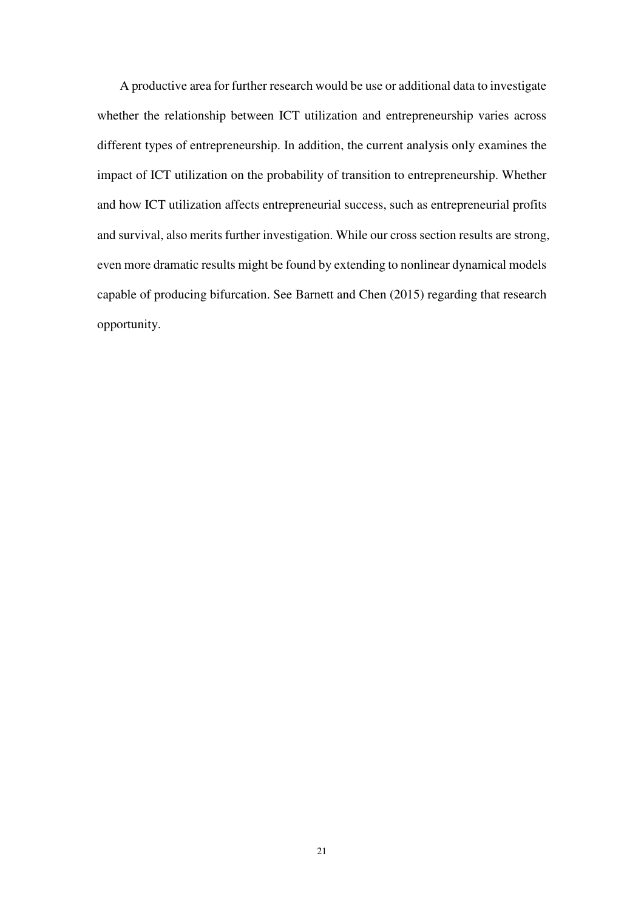A productive area for further research would be use or additional data to investigate whether the relationship between ICT utilization and entrepreneurship varies across different types of entrepreneurship. In addition, the current analysis only examines the impact of ICT utilization on the probability of transition to entrepreneurship. Whether and how ICT utilization affects entrepreneurial success, such as entrepreneurial profits and survival, also merits further investigation. While our cross section results are strong, even more dramatic results might be found by extending to nonlinear dynamical models capable of producing bifurcation. See Barnett and Chen (2015) regarding that research opportunity.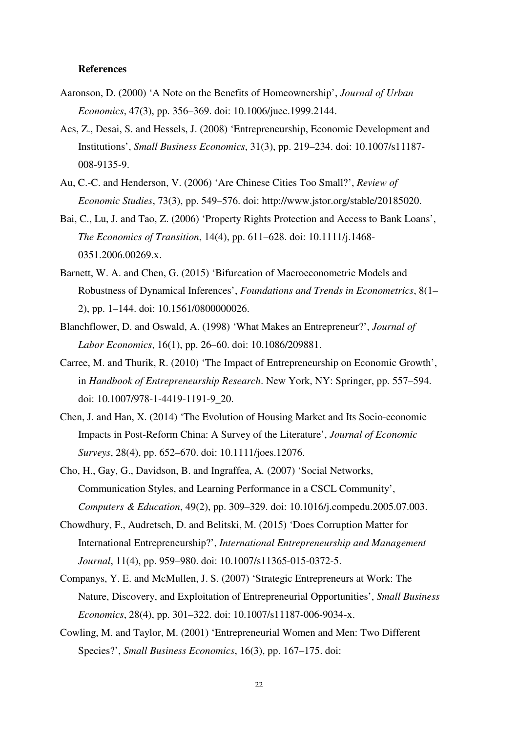**References**

Aaronson, D. (2000) 'A Note on the Benefits of Homeownership', *Journal of Urban Economics*, 47(3), pp. 356–369. doi: 10.1006/juec.1999.2144.

Acs, Z., Desai, S. and Hessels, J. (2008) 'Entrepreneurship, Economic Development and Institutions', *Small Business Economics*, 31(3), pp. 219–234. doi: 10.1007/s11187-008-9135-9.

Au, C.-C. and Henderson, V. (2006) 'Are Chinese Cities Too Small?', *Review of Economic Studies*, 73(3), pp. 549–576. doi: http://www.jstor.org/stable/20185020.

Bai, C., Lu, J. and Tao, Z. (2006) 'Property Rights Protection and Access to Bank Loans', *The Economics of Transition*, 14(4), pp. 611–628. doi: 10.1111/j.1468-0351.2006.00269.x.

Barnett, W. A. and Chen, G. (2015) 'Bifurcation of Macroeconometric Models and Robustness of Dynamical Inferences', *Foundations and Trends in Econometrics*, 8(1–2), pp. 1–144. doi: 10.1561/0800000026.

Blanchflower, D. and Oswald, A. (1998) 'What Makes an Entrepreneur?', *Journal of Labor Economics*, 16(1), pp. 26–60. doi: 10.1086/209881.

Carree, M. and Thurik, R. (2010) 'The Impact of Entrepreneurship on Economic Growth', in *Handbook of Entrepreneurship Research*. New York, NY: Springer, pp. 557–594. doi: 10.1007/978-1-4419-1191-9_20.

Chen, J. and Han, X. (2014) 'The Evolution of Housing Market and Its Socio-economic Impacts in Post-Reform China: A Survey of the Literature', *Journal of Economic Surveys*, 28(4), pp. 652–670. doi: 10.1111/joes.12076.

Cho, H., Gay, G., Davidson, B. and Ingraffea, A. (2007) 'Social Networks, Communication Styles, and Learning Performance in a CSCL Community', *Computers & Education*, 49(2), pp. 309–329. doi: 10.1016/j.compedu.2005.07.003.

Chowdhury, F., Audretsch, D. and Belitski, M. (2015) 'Does Corruption Matter for International Entrepreneurship?', *International Entrepreneurship and Management Journal*, 11(4), pp. 959–980. doi: 10.1007/s11365-015-0372-5.

Companys, Y. E. and McMullen, J. S. (2007) 'Strategic Entrepreneurs at Work: The Nature, Discovery, and Exploitation of Entrepreneurial Opportunities', *Small Business Economics*, 28(4), pp. 301–322. doi: 10.1007/s11187-006-9034-x.

Cowling, M. and Taylor, M. (2001) 'Entrepreneurial Women and Men: Two Different Species?', *Small Business Economics*, 16(3), pp. 167–175. doi: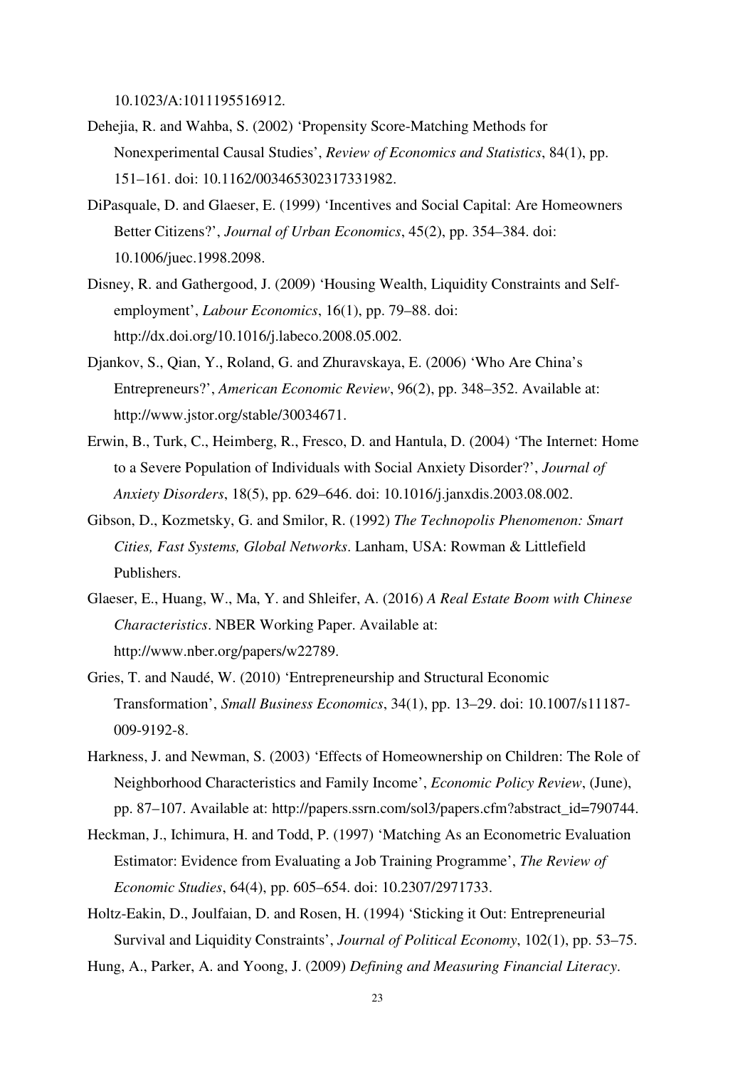10.1023/A:1011195516912.

Dehejia, R. and Wahba, S. (2002) 'Propensity Score-Matching Methods for Nonexperimental Causal Studies', *Review of Economics and Statistics*, 84(1), pp. 151–161. doi: 10.1162/003465302317331982.

DiPasquale, D. and Glaeser, E. (1999) 'Incentives and Social Capital: Are Homeowners Better Citizens?', *Journal of Urban Economics*, 45(2), pp. 354–384. doi: 10.1006/juec.1998.2098.

Disney, R. and Gathergood, J. (2009) 'Housing Wealth, Liquidity Constraints and Self-employment', *Labour Economics*, 16(1), pp. 79–88. doi: http://dx.doi.org/10.1016/j.labeco.2008.05.002.

Djankov, S., Qian, Y., Roland, G. and Zhuravskaya, E. (2006) 'Who Are China's Entrepreneurs?', *American Economic Review*, 96(2), pp. 348–352. Available at: http://www.jstor.org/stable/30034671.

Erwin, B., Turk, C., Heimberg, R., Fresco, D. and Hantula, D. (2004) 'The Internet: Home to a Severe Population of Individuals with Social Anxiety Disorder?', *Journal of Anxiety Disorders*, 18(5), pp. 629–646. doi: 10.1016/j.janxdis.2003.08.002.

Gibson, D., Kozmetsky, G. and Smilor, R. (1992) *The Technopolis Phenomenon: Smart Cities, Fast Systems, Global Networks*. Lanham, USA: Rowman & Littlefield Publishers.

Glaeser, E., Huang, W., Ma, Y. and Shleifer, A. (2016) *A Real Estate Boom with Chinese Characteristics*. NBER Working Paper. Available at: http://www.nber.org/papers/w22789.

Gries, T. and Naudé, W. (2010) 'Entrepreneurship and Structural Economic Transformation', *Small Business Economics*, 34(1), pp. 13–29. doi: 10.1007/s11187-009-9192-8.

Harkness, J. and Newman, S. (2003) 'Effects of Homeownership on Children: The Role of Neighborhood Characteristics and Family Income', *Economic Policy Review*, (June), pp. 87–107. Available at: http://papers.ssrn.com/sol3/papers.cfm?abstract_id=790744.

Heckman, J., Ichimura, H. and Todd, P. (1997) 'Matching As an Econometric Evaluation Estimator: Evidence from Evaluating a Job Training Programme', *The Review of Economic Studies*, 64(4), pp. 605–654. doi: 10.2307/2971733.

Holtz-Eakin, D., Joulfaian, D. and Rosen, H. (1994) 'Sticking it Out: Entrepreneurial Survival and Liquidity Constraints', *Journal of Political Economy*, 102(1), pp. 53–75.

Hung, A., Parker, A. and Yoong, J. (2009) *Defining and Measuring Financial Literacy*.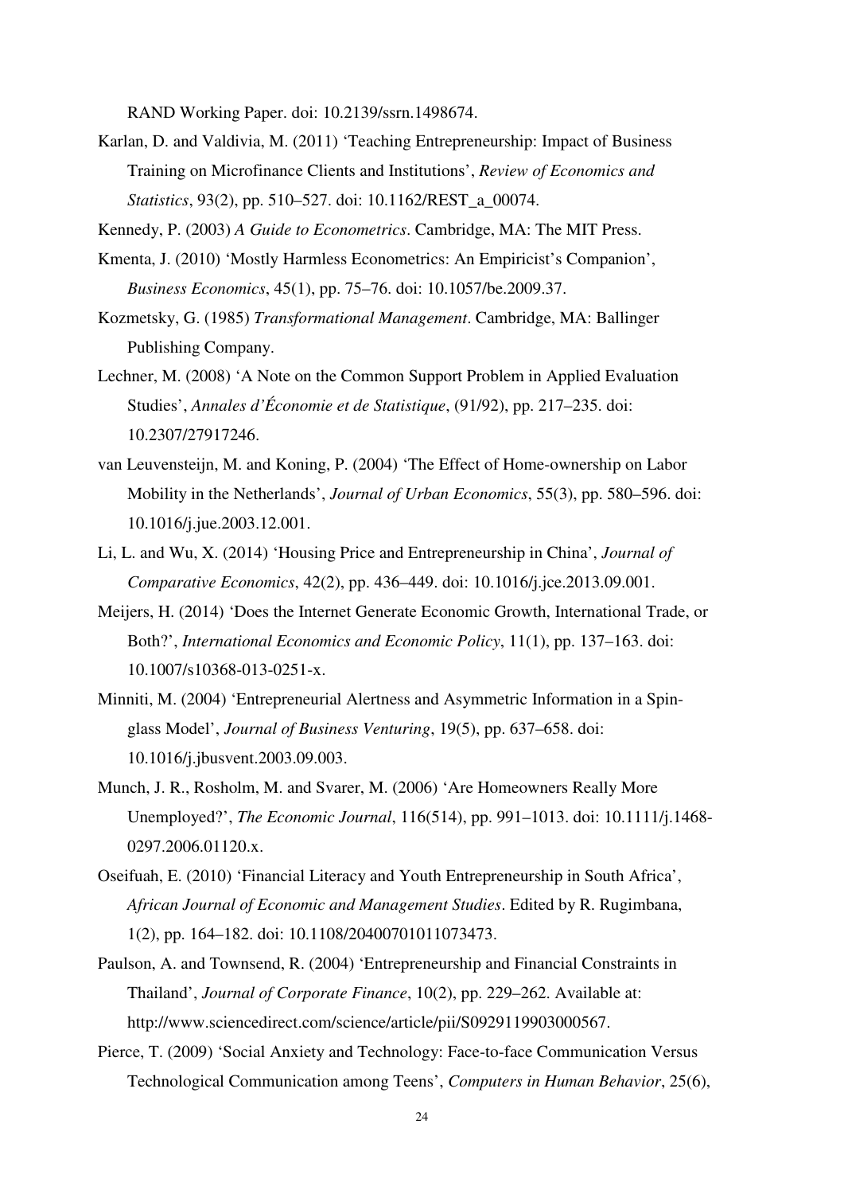RAND Working Paper. doi: 10.2139/ssrn.1498674.

Karlan, D. and Valdivia, M. (2011) 'Teaching Entrepreneurship: Impact of Business Training on Microfinance Clients and Institutions', *Review of Economics and Statistics*, 93(2), pp. 510–527. doi: 10.1162/REST_a_00074.

Kennedy, P. (2003) *A Guide to Econometrics*. Cambridge, MA: The MIT Press.

Kmenta, J. (2010) 'Mostly Harmless Econometrics: An Empiricist's Companion', *Business Economics*, 45(1), pp. 75–76. doi: 10.1057/be.2009.37.

Kozmetsky, G. (1985) *Transformational Management*. Cambridge, MA: Ballinger Publishing Company.

Lechner, M. (2008) 'A Note on the Common Support Problem in Applied Evaluation Studies', *Annales d'Économie et de Statistique*, (91/92), pp. 217–235. doi: 10.2307/27917246.

van Leuvensteijn, M. and Koning, P. (2004) 'The Effect of Home-ownership on Labor Mobility in the Netherlands', *Journal of Urban Economics*, 55(3), pp. 580–596. doi: 10.1016/j.jue.2003.12.001.

Li, L. and Wu, X. (2014) 'Housing Price and Entrepreneurship in China', *Journal of Comparative Economics*, 42(2), pp. 436–449. doi: 10.1016/j.jce.2013.09.001.

Meijers, H. (2014) 'Does the Internet Generate Economic Growth, International Trade, or Both?', *International Economics and Economic Policy*, 11(1), pp. 137–163. doi: 10.1007/s10368-013-0251-x.

Minniti, M. (2004) 'Entrepreneurial Alertness and Asymmetric Information in a Spin-glass Model', *Journal of Business Venturing*, 19(5), pp. 637–658. doi: 10.1016/j.jbusvent.2003.09.003.

Munch, J. R., Rosholm, M. and Svarer, M. (2006) 'Are Homeowners Really More Unemployed?', *The Economic Journal*, 116(514), pp. 991–1013. doi: 10.1111/j.1468-0297.2006.01120.x.

Oseifuah, E. (2010) 'Financial Literacy and Youth Entrepreneurship in South Africa', *African Journal of Economic and Management Studies*. Edited by R. Rugimbana, 1(2), pp. 164–182. doi: 10.1108/20400701011073473.

Paulson, A. and Townsend, R. (2004) 'Entrepreneurship and Financial Constraints in Thailand', *Journal of Corporate Finance*, 10(2), pp. 229–262. Available at: http://www.sciencedirect.com/science/article/pii/S0929119903000567.

Pierce, T. (2009) 'Social Anxiety and Technology: Face-to-face Communication Versus Technological Communication among Teens', *Computers in Human Behavior*, 25(6),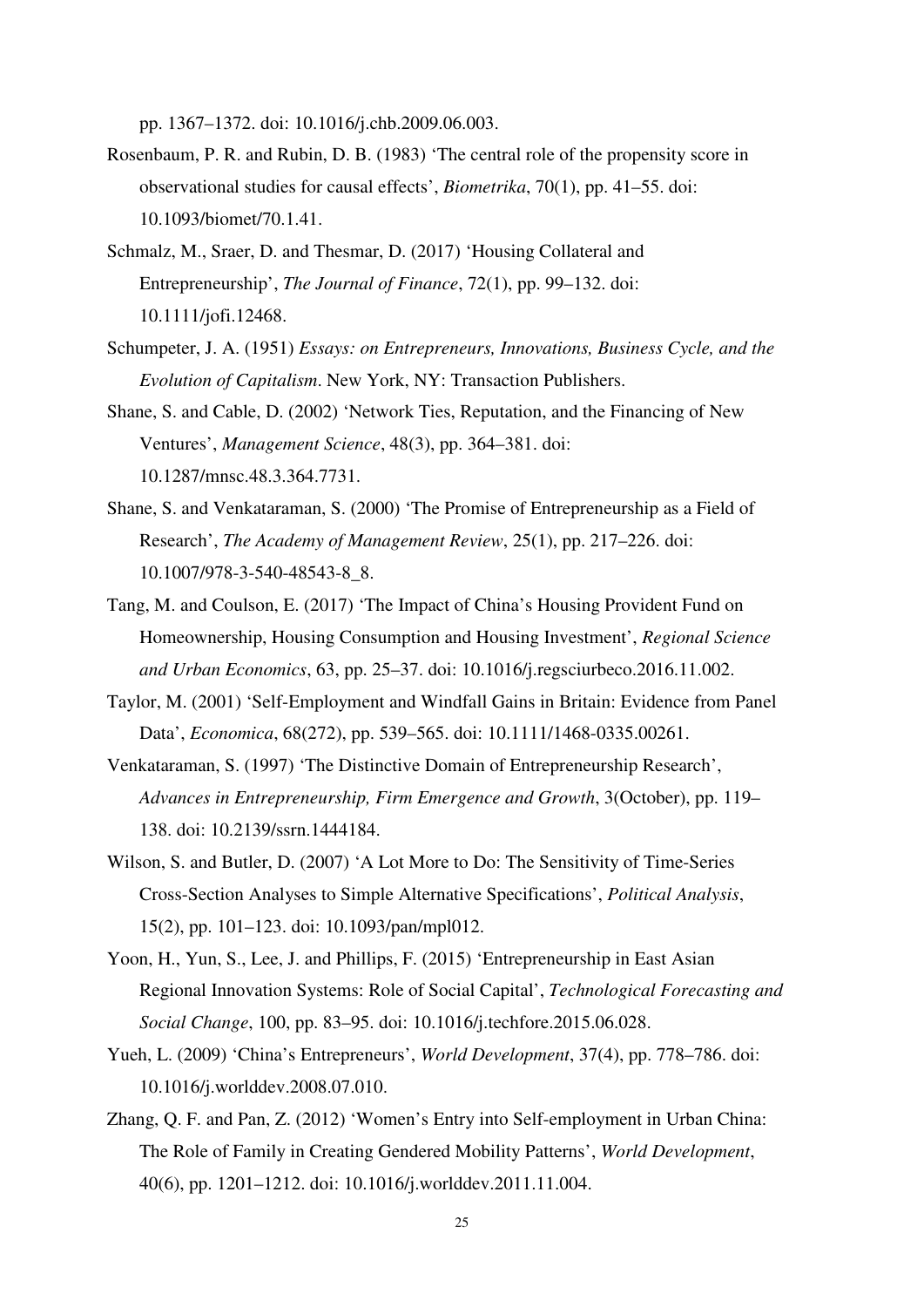pp. 1367–1372. doi: 10.1016/j.chb.2009.06.003.

Rosenbaum, P. R. and Rubin, D. B. (1983) 'The central role of the propensity score in observational studies for causal effects', *Biometrika*, 70(1), pp. 41–55. doi: 10.1093/biomet/70.1.41.

Schmalz, M., Sraer, D. and Thesmar, D. (2017) 'Housing Collateral and Entrepreneurship', *The Journal of Finance*, 72(1), pp. 99–132. doi: 10.1111/jofi.12468.

Schumpeter, J. A. (1951) *Essays: on Entrepreneurs, Innovations, Business Cycle, and the Evolution of Capitalism*. New York, NY: Transaction Publishers.

Shane, S. and Cable, D. (2002) 'Network Ties, Reputation, and the Financing of New Ventures', *Management Science*, 48(3), pp. 364–381. doi: 10.1287/mnsc.48.3.364.7731.

Shane, S. and Venkataraman, S. (2000) 'The Promise of Entrepreneurship as a Field of Research', *The Academy of Management Review*, 25(1), pp. 217–226. doi: 10.1007/978-3-540-48543-8_8.

Tang, M. and Coulson, E. (2017) 'The Impact of China's Housing Provident Fund on Homeownership, Housing Consumption and Housing Investment', *Regional Science and Urban Economics*, 63, pp. 25–37. doi: 10.1016/j.regsciurbeco.2016.11.002.

Taylor, M. (2001) 'Self-Employment and Windfall Gains in Britain: Evidence from Panel Data', *Economica*, 68(272), pp. 539–565. doi: 10.1111/1468-0335.00261.

Venkataraman, S. (1997) 'The Distinctive Domain of Entrepreneurship Research', *Advances in Entrepreneurship, Firm Emergence and Growth*, 3(October), pp. 119–138. doi: 10.2139/ssrn.1444184.

Wilson, S. and Butler, D. (2007) 'A Lot More to Do: The Sensitivity of Time-Series Cross-Section Analyses to Simple Alternative Specifications', *Political Analysis*, 15(2), pp. 101–123. doi: 10.1093/pan/mpl012.

Yoon, H., Yun, S., Lee, J. and Phillips, F. (2015) 'Entrepreneurship in East Asian Regional Innovation Systems: Role of Social Capital', *Technological Forecasting and Social Change*, 100, pp. 83–95. doi: 10.1016/j.techfore.2015.06.028.

Yueh, L. (2009) 'China's Entrepreneurs', *World Development*, 37(4), pp. 778–786. doi: 10.1016/j.worlddev.2008.07.010.

Zhang, Q. F. and Pan, Z. (2012) 'Women's Entry into Self-employment in Urban China: The Role of Family in Creating Gendered Mobility Patterns', *World Development*, 40(6), pp. 1201–1212. doi: 10.1016/j.worlddev.2011.11.004.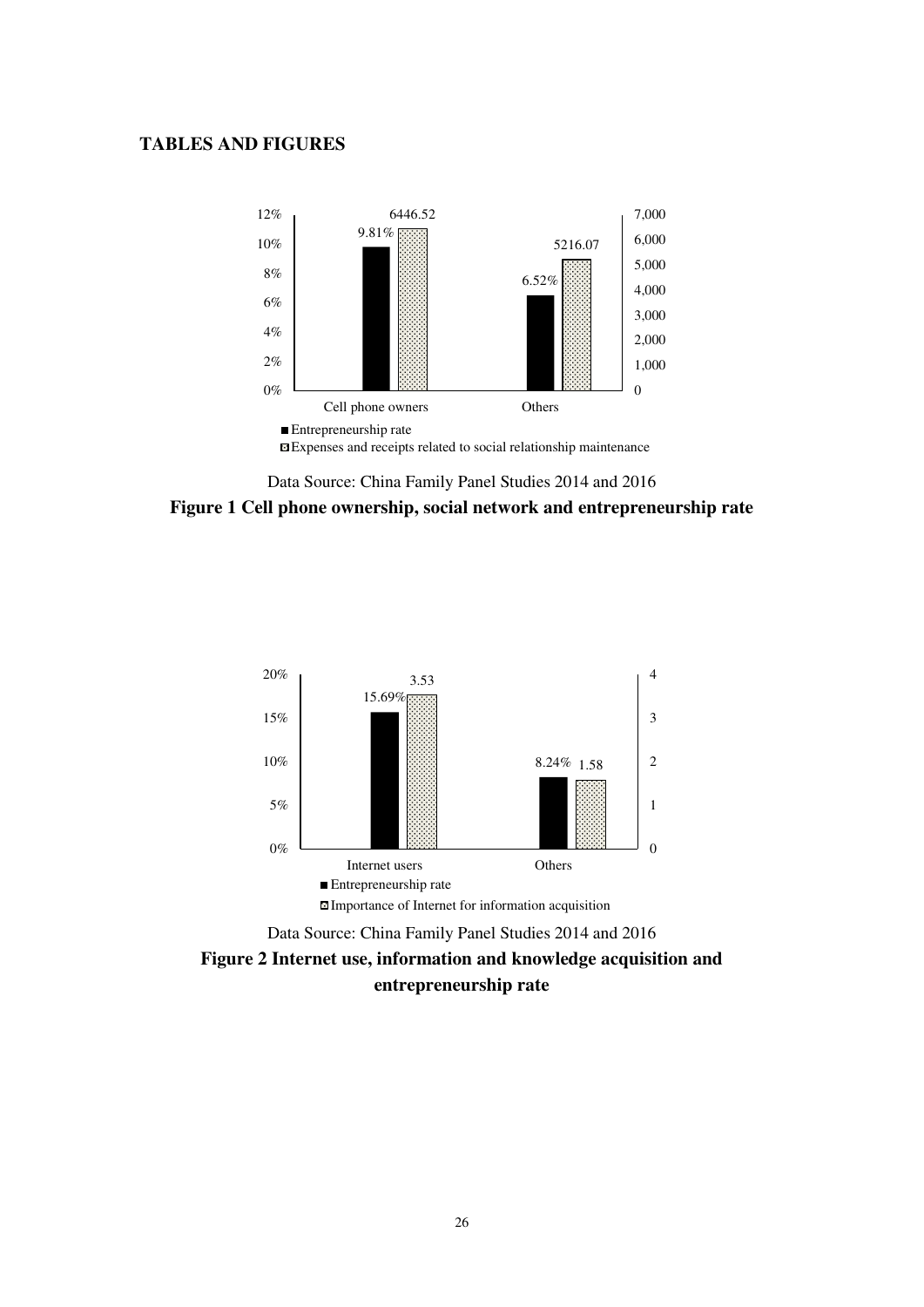## TABLES AND FIGURES

Data Source: China Family Panel Studies 2014 and 2016

**Figure 1 Cell phone ownership, social network and entrepreneurship rate**

Data Source: China Family Panel Studies 2014 and 2016

**Figure 2 Internet use, information and knowledge acquisition and entrepreneurship rate**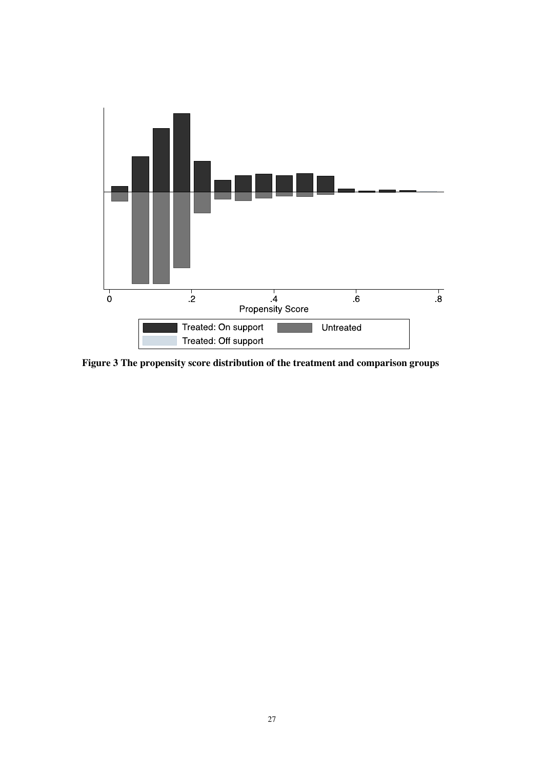**Figure 3 The propensity score distribution of the treatment and comparison groups**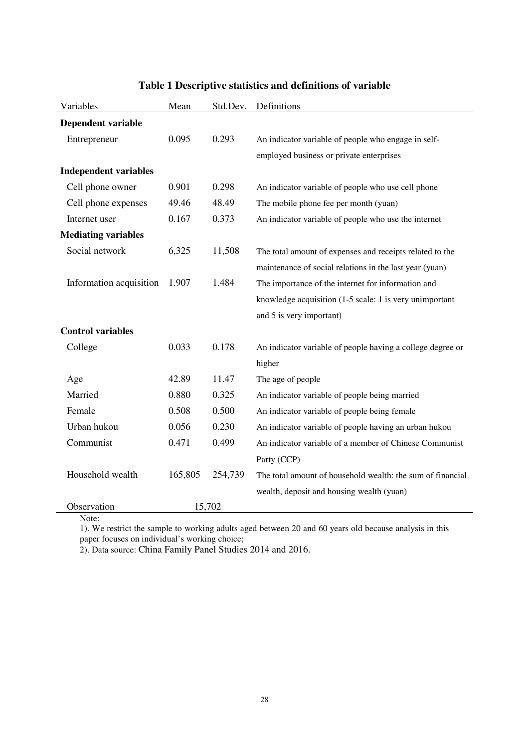**Table 1 Descriptive statistics and definitions of variable**

| Variables | Mean | Std.Dev. | Definitions |
|---|---|---|---|
| **Dependent variable** | | | |
| Entrepreneur | 0.095 | 0.293 | An indicator variable of people who engage in self-employed business or private enterprises |
| **Independent variables** | | | |
| Cell phone owner | 0.901 | 0.298 | An indicator variable of people who use cell phone |
| Cell phone expenses | 49.46 | 48.49 | The mobile phone fee per month (yuan) |
| Internet user | 0.167 | 0.373 | An indicator variable of people who use the internet |
| **Mediating variables** | | | |
| Social network | 6,325 | 11,508 | The total amount of expenses and receipts related to the maintenance of social relations in the last year (yuan) |
| Information acquisition | 1.907 | 1.484 | The importance of the internet for information and knowledge acquisition (1-5 scale: 1 is very unimportant and 5 is very important) |
| **Control variables** | | | |
| College | 0.033 | 0.178 | An indicator variable of people having a college degree or higher |
| Age | 42.89 | 11.47 | The age of people |
| Married | 0.880 | 0.325 | An indicator variable of people being married |
| Female | 0.508 | 0.500 | An indicator variable of people being female |
| Urban hukou | 0.056 | 0.230 | An indicator variable of people having an urban hukou |
| Communist | 0.471 | 0.499 | An indicator variable of a member of Chinese Communist Party (CCP) |
| Household wealth | 165,805 | 254,739 | The total amount of household wealth: the sum of financial wealth, deposit and housing wealth (yuan) |
| Observation | 15,702 | | |

Note:

1). We restrict the sample to working adults aged between 20 and 60 years old because analysis in this paper focuses on individual's working choice;

2). Data source: China Family Panel Studies 2014 and 2016.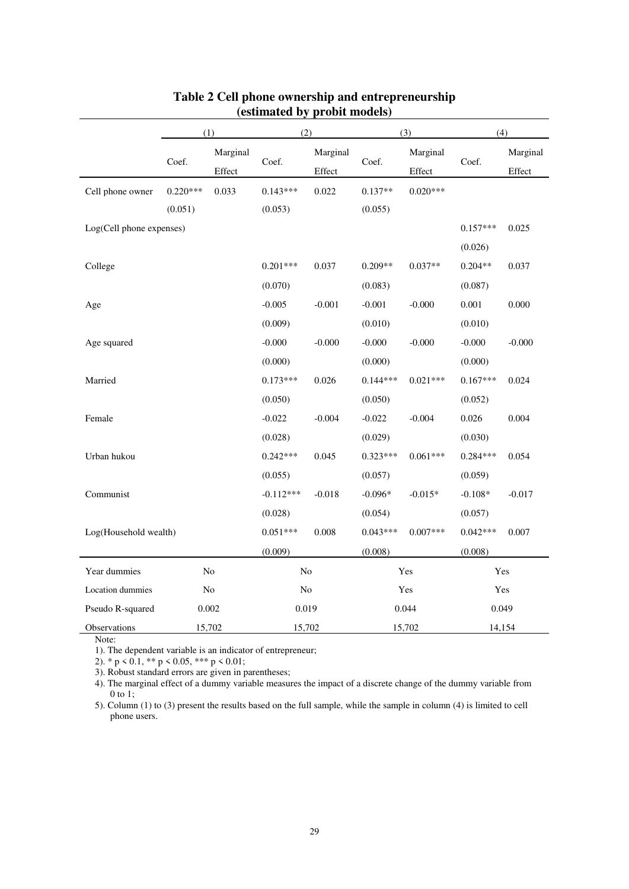**Table 2 Cell phone ownership and entrepreneurship (estimated by probit models)**

| | (1) | | (2) | | (3) | | (4) | |
|---|---|---|---|---|---|---|---|---|
| | Coef. | Marginal Effect | Coef. | Marginal Effect | Coef. | Marginal Effect | Coef. | Marginal Effect |
| Cell phone owner | 0.220*** | 0.033 | 0.143*** | 0.022 | 0.137** | 0.020*** | | |
| | (0.051) | | (0.053) | | (0.055) | | | |
| Log(Cell phone expenses) | | | | | | | 0.157*** | 0.025 |
| | | | | | | | (0.026) | |
| College | | | 0.201*** | 0.037 | 0.209** | 0.037** | 0.204** | 0.037 |
| | | | (0.070) | | (0.083) | | (0.087) | |
| Age | | | -0.005 | -0.001 | -0.001 | -0.000 | 0.001 | 0.000 |
| | | | (0.009) | | (0.010) | | (0.010) | |
| Age squared | | | -0.000 | -0.000 | -0.000 | -0.000 | -0.000 | -0.000 |
| | | | (0.000) | | (0.000) | | (0.000) | |
| Married | | | 0.173*** | 0.026 | 0.144*** | 0.021*** | 0.167*** | 0.024 |
| | | | (0.050) | | (0.050) | | (0.052) | |
| Female | | | -0.022 | -0.004 | -0.022 | -0.004 | 0.026 | 0.004 |
| | | | (0.028) | | (0.029) | | (0.030) | |
| Urban hukou | | | 0.242*** | 0.045 | 0.323*** | 0.061*** | 0.284*** | 0.054 |
| | | | (0.055) | | (0.057) | | (0.059) | |
| Communist | | | -0.112*** | -0.018 | -0.096* | -0.015* | -0.108* | -0.017 |
| | | | (0.028) | | (0.054) | | (0.057) | |
| Log(Household wealth) | | | 0.051*** | 0.008 | 0.043*** | 0.007*** | 0.042*** | 0.007 |
| | | | (0.009) | | (0.008) | | (0.008) | |
| Year dummies | No | | No | | Yes | | Yes | |
| Location dummies | No | | No | | Yes | | Yes | |
| Pseudo R-squared | 0.002 | | 0.019 | | 0.044 | | 0.049 | |
| Observations | 15,702 | | 15,702 | | 15,702 | | 14,154 | |

Note:

1). The dependent variable is an indicator of entrepreneur;

2). * $p < 0.1$, ** $p < 0.05$, *** $p < 0.01$;

3). Robust standard errors are given in parentheses;

4). The marginal effect of a dummy variable measures the impact of a discrete change of the dummy variable from 0 to 1;

5). Column (1) to (3) present the results based on the full sample, while the sample in column (4) is limited to cell phone users.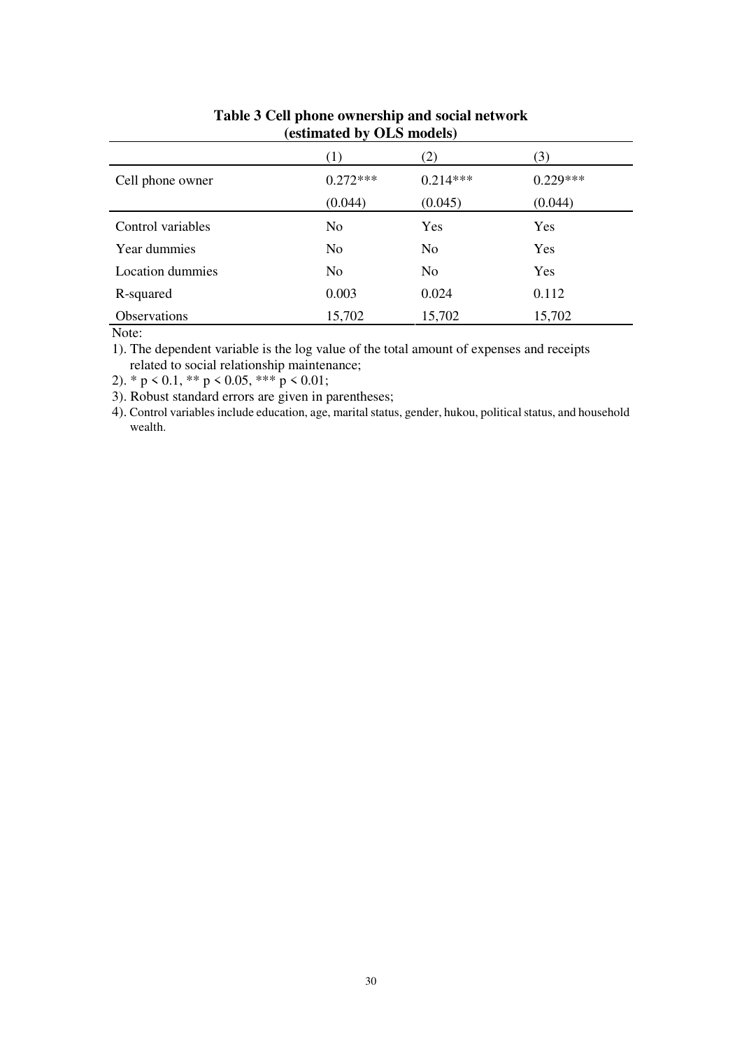**Table 3 Cell phone ownership and social network (estimated by OLS models)**

| | (1) | (2) | (3) |
|---|---|---|---|
| Cell phone owner | 0.272*** | 0.214*** | 0.229*** |
| | (0.044) | (0.045) | (0.044) |
| Control variables | No | Yes | Yes |
| Year dummies | No | No | Yes |
| Location dummies | No | No | Yes |
| R-squared | 0.003 | 0.024 | 0.112 |
| Observations | 15,702 | 15,702 | 15,702 |

Note:

1). The dependent variable is the log value of the total amount of expenses and receipts related to social relationship maintenance;

2). * $p < 0.1$, ** $p < 0.05$, *** $p < 0.01$;

3). Robust standard errors are given in parentheses;

4). Control variables include education, age, marital status, gender, hukou, political status, and household wealth.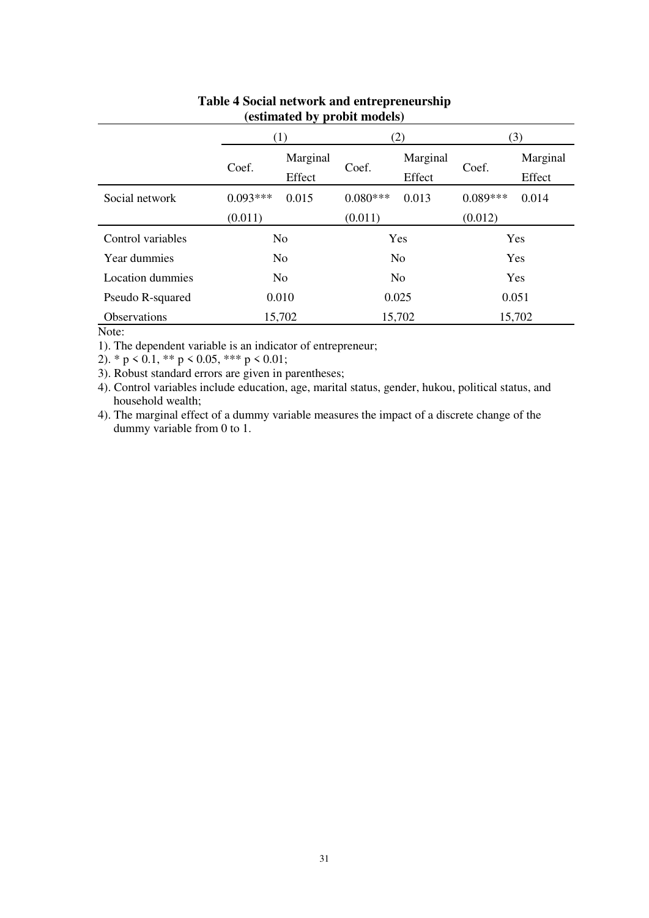**Table 4 Social network and entrepreneurship (estimated by probit models)**

| | (1) | | (2) | | (3) | |
|---|---|---|---|---|---|---|
| | Coef. | Marginal Effect | Coef. | Marginal Effect | Coef. | Marginal Effect |
| Social network | 0.093*** | 0.015 | 0.080*** | 0.013 | 0.089*** | 0.014 |
| | (0.011) | | (0.011) | | (0.012) | |
| Control variables | No | | Yes | | Yes | |
| Year dummies | No | | No | | Yes | |
| Location dummies | No | | No | | Yes | |
| Pseudo R-squared | 0.010 | | 0.025 | | 0.051 | |
| Observations | 15,702 | | 15,702 | | 15,702 | |

Note:

1). The dependent variable is an indicator of entrepreneur;

2). * $p < 0.1$, ** $p < 0.05$, *** $p < 0.01$;

3). Robust standard errors are given in parentheses;

4). Control variables include education, age, marital status, gender, hukou, political status, and household wealth;

4). The marginal effect of a dummy variable measures the impact of a discrete change of the dummy variable from 0 to 1.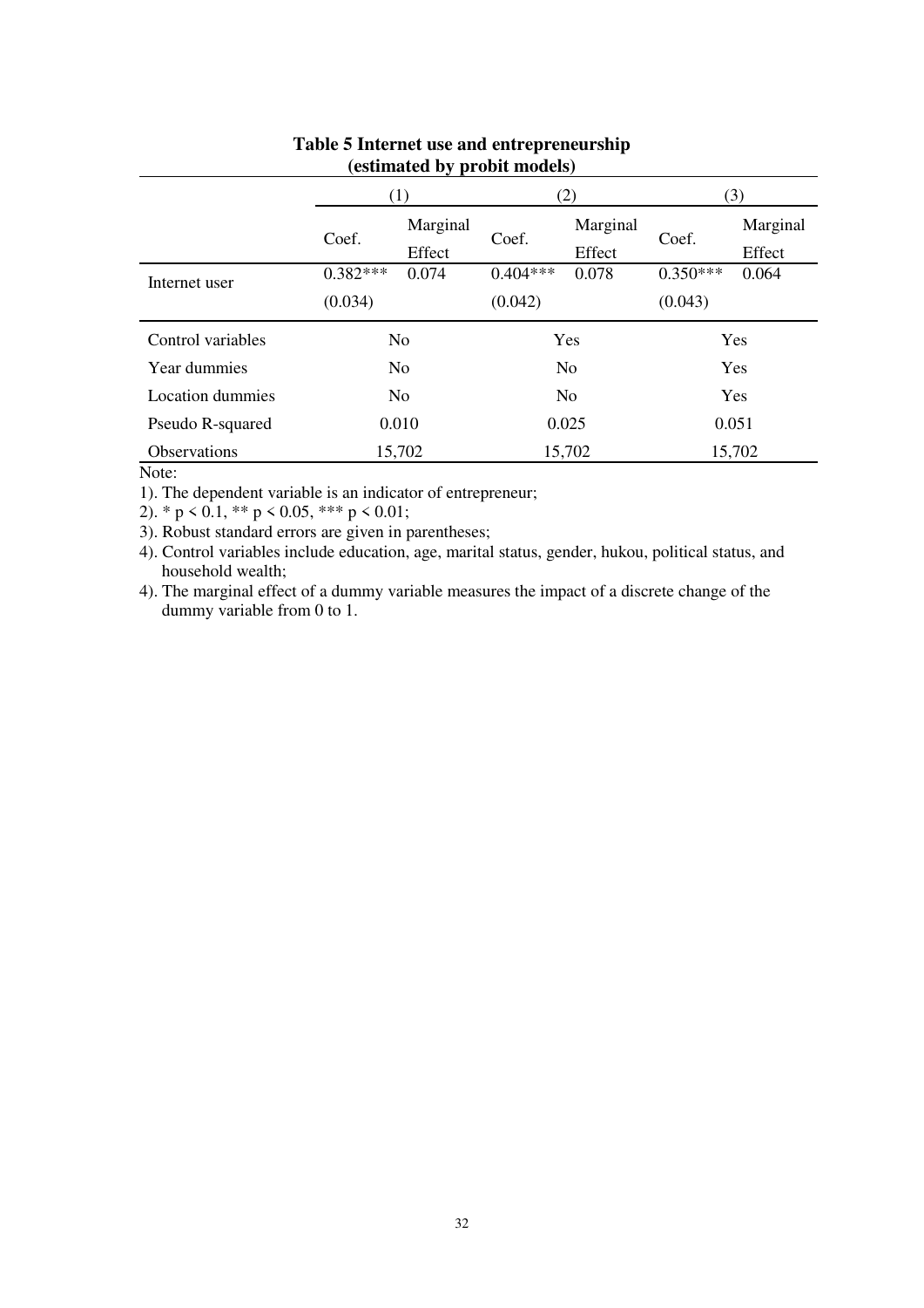**Table 5 Internet use and entrepreneurship (estimated by probit models)**

| | (1) | | (2) | | (3) | |
|---|---|---|---|---|---|---|
| | Coef. | Marginal Effect | Coef. | Marginal Effect | Coef. | Marginal Effect |
| Internet user | 0.382*** | 0.074 | 0.404*** | 0.078 | 0.350*** | 0.064 |
| | (0.034) | | (0.042) | | (0.043) | |
| Control variables | No | | Yes | | Yes | |
| Year dummies | No | | No | | Yes | |
| Location dummies | No | | No | | Yes | |
| Pseudo R-squared | 0.010 | | 0.025 | | 0.051 | |
| Observations | 15,702 | | 15,702 | | 15,702 | |

Note:

1). The dependent variable is an indicator of entrepreneur;

2). * $p < 0.1$, ** $p < 0.05$, *** $p < 0.01$;

3). Robust standard errors are given in parentheses;

4). Control variables include education, age, marital status, gender, hukou, political status, and household wealth;

4). The marginal effect of a dummy variable measures the impact of a discrete change of the dummy variable from 0 to 1.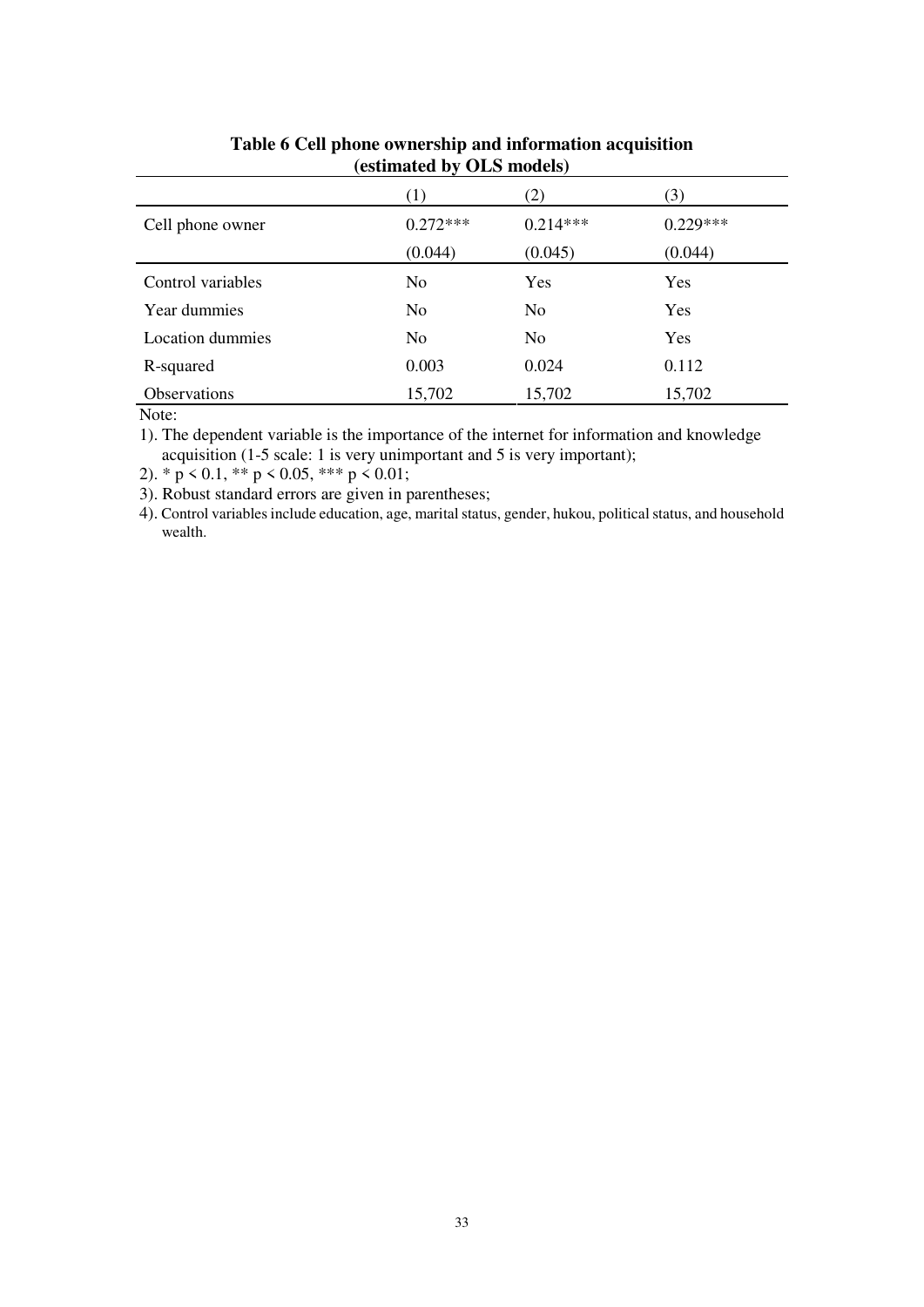**Table 6 Cell phone ownership and information acquisition (estimated by OLS models)**

| | (1) | (2) | (3) |
|---|---|---|---|
| Cell phone owner | 0.272*** | 0.214*** | 0.229*** |
| | (0.044) | (0.045) | (0.044) |
| Control variables | No | Yes | Yes |
| Year dummies | No | No | Yes |
| Location dummies | No | No | Yes |
| R-squared | 0.003 | 0.024 | 0.112 |
| Observations | 15,702 | 15,702 | 15,702 |

Note:

1). The dependent variable is the importance of the internet for information and knowledge acquisition (1-5 scale: 1 is very unimportant and 5 is very important);

2). * $p < 0.1$, ** $p < 0.05$, *** $p < 0.01$;

3). Robust standard errors are given in parentheses;

4). Control variables include education, age, marital status, gender, hukou, political status, and household wealth.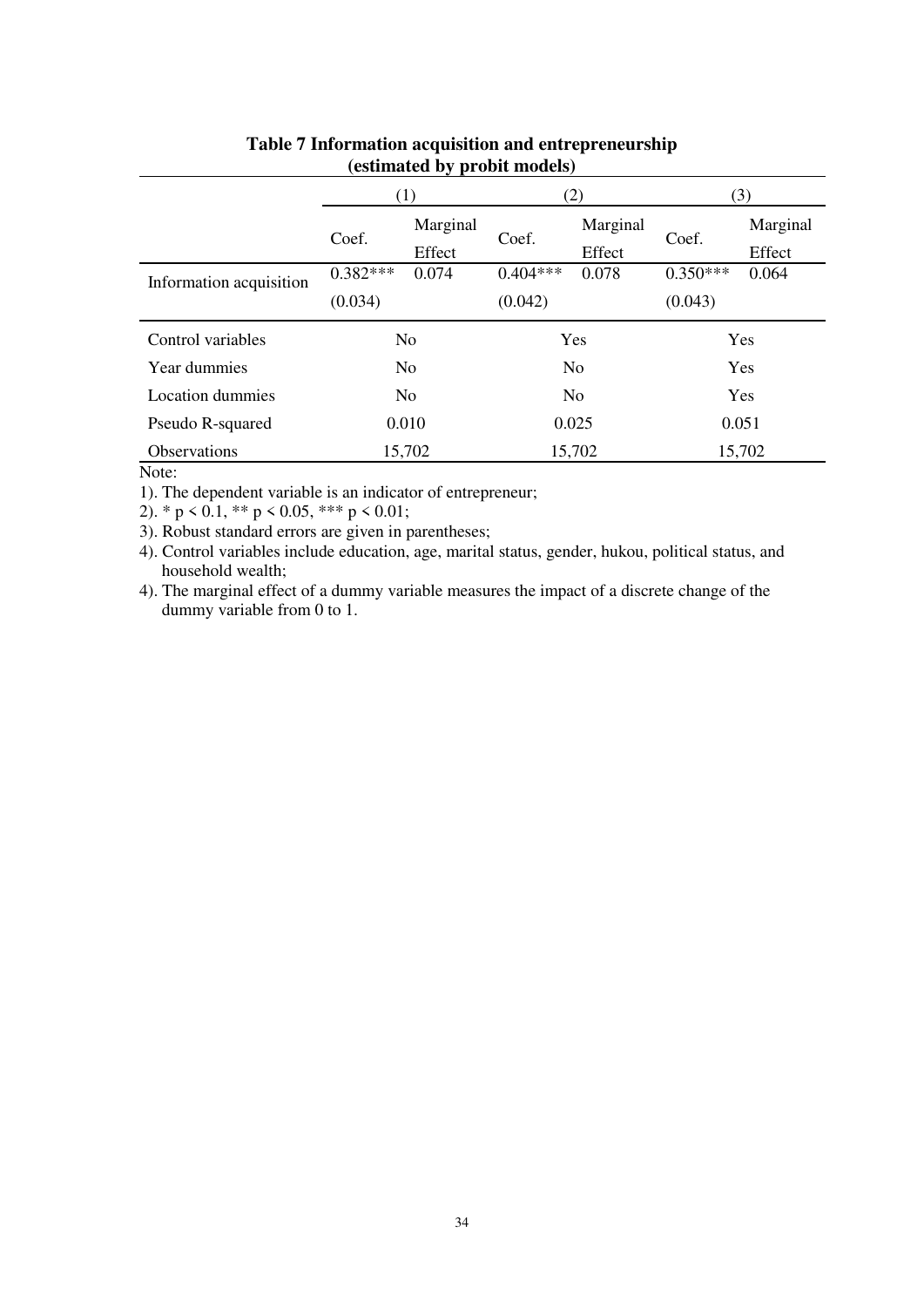**Table 7 Information acquisition and entrepreneurship (estimated by probit models)**

| | (1) | | (2) | | (3) | |
|---|---|---|---|---|---|---|
| | Coef. | Marginal Effect | Coef. | Marginal Effect | Coef. | Marginal Effect |
| Information acquisition | 0.382*** | 0.074 | 0.404*** | 0.078 | 0.350*** | 0.064 |
| | (0.034) | | (0.042) | | (0.043) | |
| Control variables | No | | Yes | | Yes | |
| Year dummies | No | | No | | Yes | |
| Location dummies | No | | No | | Yes | |
| Pseudo R-squared | 0.010 | | 0.025 | | 0.051 | |
| Observations | 15,702 | | 15,702 | | 15,702 | |

Note:

1). The dependent variable is an indicator of entrepreneur;

2). * $p < 0.1$, ** $p < 0.05$, *** $p < 0.01$;

3). Robust standard errors are given in parentheses;

4). Control variables include education, age, marital status, gender, hukou, political status, and household wealth;

4). The marginal effect of a dummy variable measures the impact of a discrete change of the dummy variable from 0 to 1.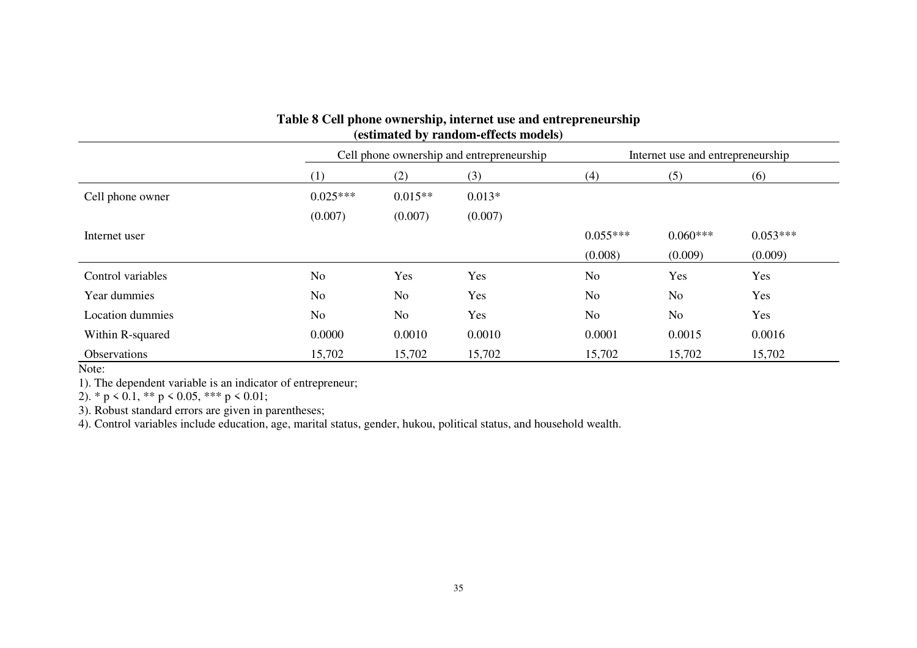**Table 8 Cell phone ownership, internet use and entrepreneurship (estimated by random-effects models)**

| | Cell phone ownership and entrepreneurship | | | Internet use and entrepreneurship | | |
|---|---|---|---|---|---|---|
| | (1) | (2) | (3) | (4) | (5) | (6) |
| Cell phone owner | 0.025*** | 0.015** | 0.013* | | | |
| | (0.007) | (0.007) | (0.007) | | | |
| Internet user | | | | 0.055*** | 0.060*** | 0.053*** |
| | | | | (0.008) | (0.009) | (0.009) |
| Control variables | No | Yes | Yes | No | Yes | Yes |
| Year dummies | No | No | Yes | No | No | Yes |
| Location dummies | No | No | Yes | No | No | Yes |
| Within R-squared | 0.0000 | 0.0010 | 0.0010 | 0.0001 | 0.0015 | 0.0016 |
| Observations | 15,702 | 15,702 | 15,702 | 15,702 | 15,702 | 15,702 |

Note:

1). The dependent variable is an indicator of entrepreneur;

2). * $p < 0.1$, ** $p < 0.05$, *** $p < 0.01$;

3). Robust standard errors are given in parentheses;

4). Control variables include education, age, marital status, gender, hukou, political status, and household wealth.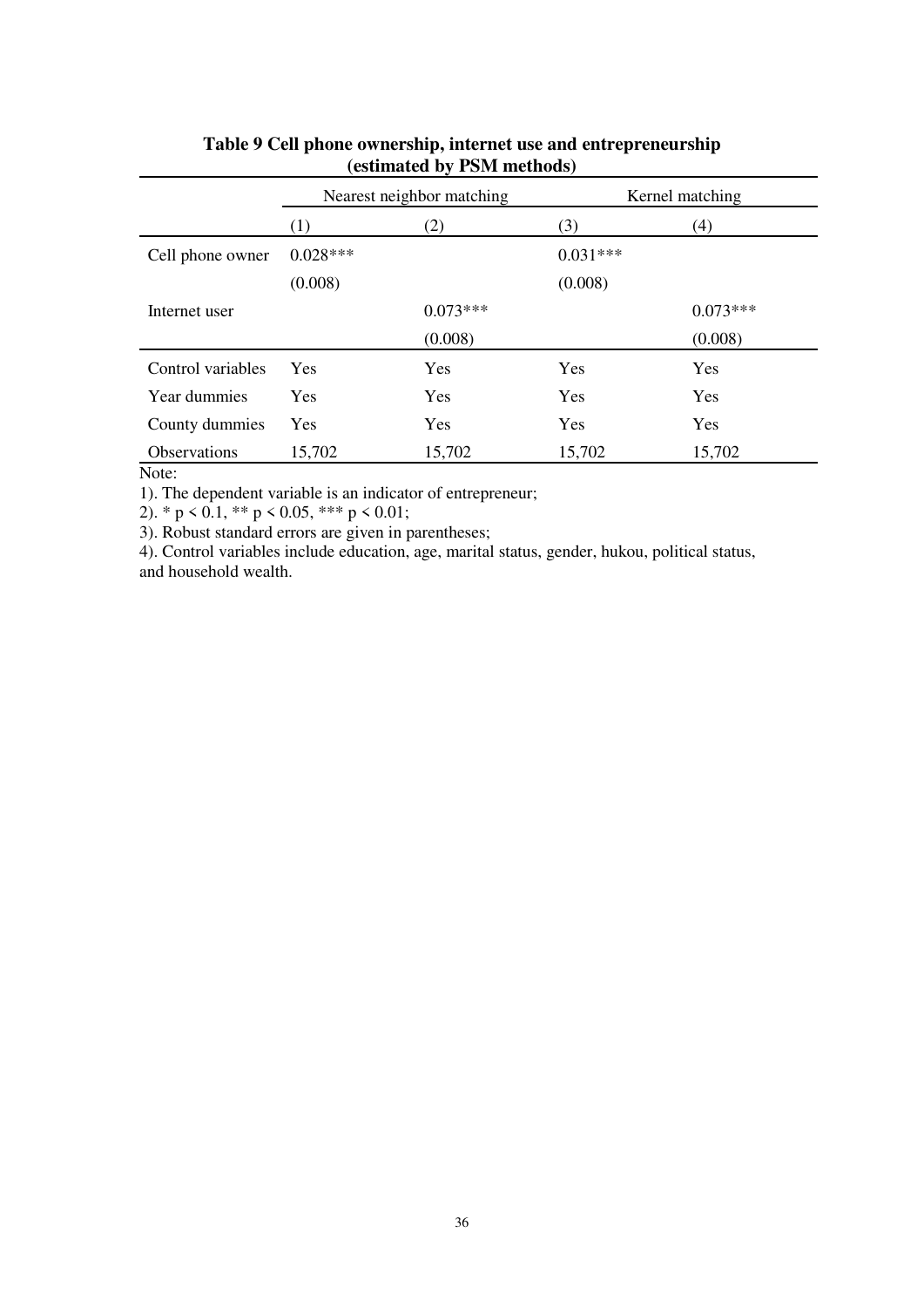**Table 9 Cell phone ownership, internet use and entrepreneurship (estimated by PSM methods)**

| | Nearest neighbor matching | | Kernel matching | |
|---|---|---|---|---|
| | (1) | (2) | (3) | (4) |
| Cell phone owner | 0.028*** | | 0.031*** | |
| | (0.008) | | (0.008) | |
| Internet user | | 0.073*** | | 0.073*** |
| | | (0.008) | | (0.008) |
| Control variables | Yes | Yes | Yes | Yes |
| Year dummies | Yes | Yes | Yes | Yes |
| County dummies | Yes | Yes | Yes | Yes |
| Observations | 15,702 | 15,702 | 15,702 | 15,702 |

Note:

1). The dependent variable is an indicator of entrepreneur;

2). * $p < 0.1$, ** $p < 0.05$, *** $p < 0.01$;

3). Robust standard errors are given in parentheses;

4). Control variables include education, age, marital status, gender, hukou, political status, and household wealth.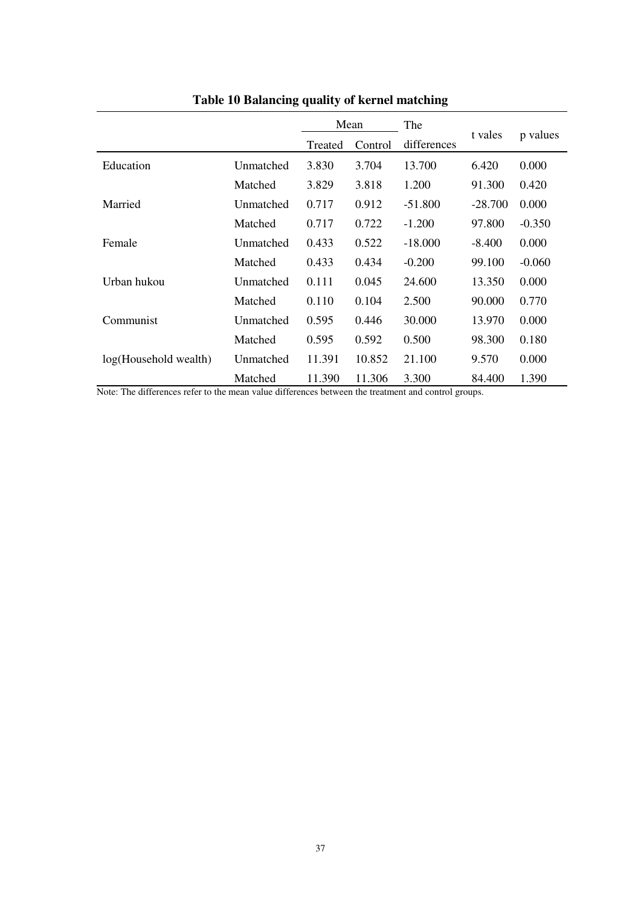**Table 10 Balancing quality of kernel matching**

| | | Mean | | The differences | t vales | p values |
|---|---|---|---|---|---|---|
| | | Treated | Control | | | |
| Education | Unmatched | 3.830 | 3.704 | 13.700 | 6.420 | 0.000 |
| | Matched | 3.829 | 3.818 | 1.200 | 91.300 | 0.420 |
| Married | Unmatched | 0.717 | 0.912 | -51.800 | -28.700 | 0.000 |
| | Matched | 0.717 | 0.722 | -1.200 | 97.800 | -0.350 |
| Female | Unmatched | 0.433 | 0.522 | -18.000 | -8.400 | 0.000 |
| | Matched | 0.433 | 0.434 | -0.200 | 99.100 | -0.060 |
| Urban hukou | Unmatched | 0.111 | 0.045 | 24.600 | 13.350 | 0.000 |
| | Matched | 0.110 | 0.104 | 2.500 | 90.000 | 0.770 |
| Communist | Unmatched | 0.595 | 0.446 | 30.000 | 13.970 | 0.000 |
| | Matched | 0.595 | 0.592 | 0.500 | 98.300 | 0.180 |
| log(Household wealth) | Unmatched | 11.391 | 10.852 | 21.100 | 9.570 | 0.000 |
| | Matched | 11.390 | 11.306 | 3.300 | 84.400 | 1.390 |

Note: The differences refer to the mean value differences between the treatment and control groups.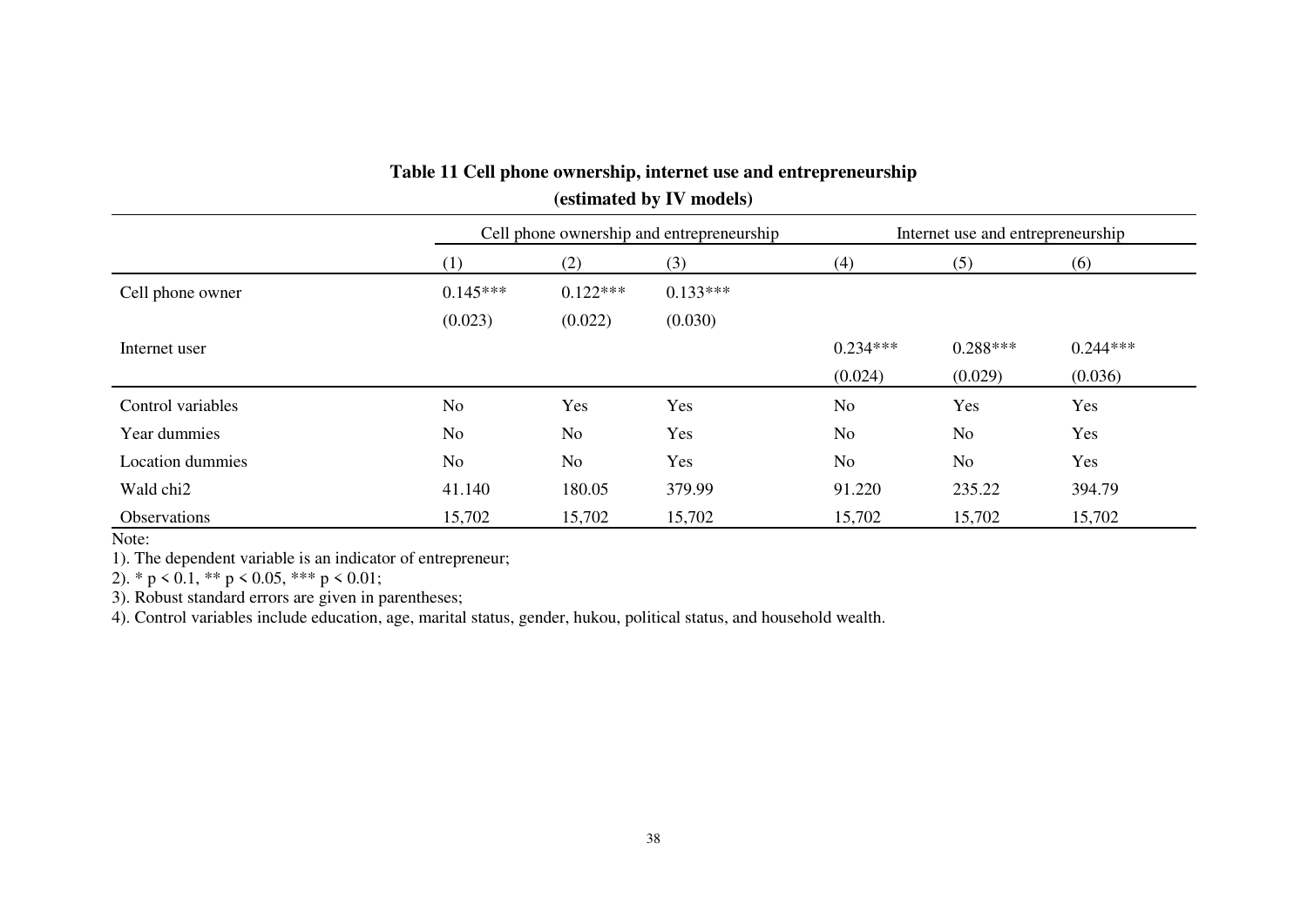**Table 11 Cell phone ownership, internet use and entrepreneurship (estimated by IV models)**

| | Cell phone ownership and entrepreneurship | | | Internet use and entrepreneurship | | |
|---|---|---|---|---|---|---|
| | (1) | (2) | (3) | (4) | (5) | (6) |
| Cell phone owner | 0.145*** | 0.122*** | 0.133*** | | | |
| | (0.023) | (0.022) | (0.030) | | | |
| Internet user | | | | 0.234*** | 0.288*** | 0.244*** |
| | | | | (0.024) | (0.029) | (0.036) |
| Control variables | No | Yes | Yes | No | Yes | Yes |
| Year dummies | No | No | Yes | No | No | Yes |
| Location dummies | No | No | Yes | No | No | Yes |
| Wald chi2 | 41.140 | 180.05 | 379.99 | 91.220 | 235.22 | 394.79 |
| Observations | 15,702 | 15,702 | 15,702 | 15,702 | 15,702 | 15,702 |

Note:

1). The dependent variable is an indicator of entrepreneur;

2). * $p < 0.1$, ** $p < 0.05$, *** $p < 0.01$;

3). Robust standard errors are given in parentheses;

4). Control variables include education, age, marital status, gender, hukou, political status, and household wealth.